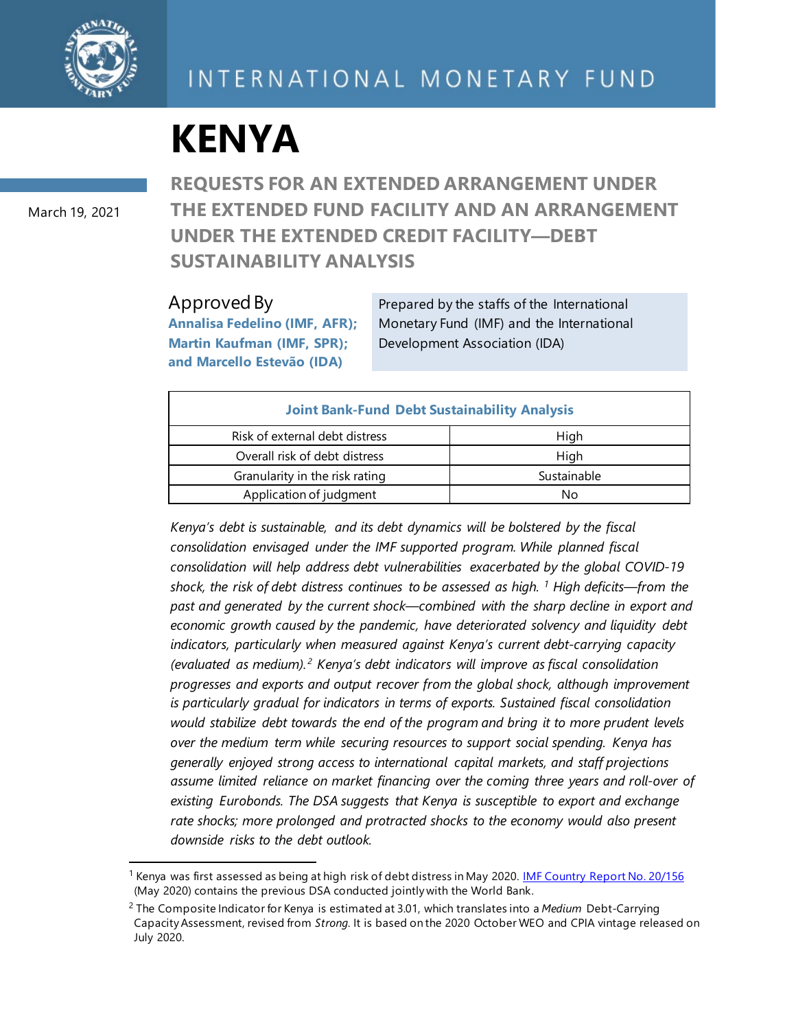INTERNATIONAL MONETARY FUND

# KENYA

March 19, 2021

## REQUESTS FOR AN EXTENDED ARRANGEMENT UNDER THE EXTENDED FUND FACILITY AND AN ARRANGEMENT UNDER THE EXTENDED CREDIT FACILITY—DEBT SUSTAINABILITY ANALYSIS

Approved By
**Annalisa Fedelino (IMF, AFR); Martin Kaufman (IMF, SPR); and Marcello Estevão (IDA)**

Prepared by the staffs of the International Monetary Fund (IMF) and the International Development Association (IDA)

| Joint Bank-Fund Debt Sustainability Analysis | |
|---|---|
| Risk of external debt distress | High |
| Overall risk of debt distress | High |
| Granularity in the risk rating | Sustainable |
| Application of judgment | No |

*Kenya's debt is sustainable, and its debt dynamics will be bolstered by the fiscal consolidation envisaged under the IMF supported program. While planned fiscal consolidation will help address debt vulnerabilities exacerbated by the global COVID-19 shock, the risk of debt distress continues to be assessed as high.[1] High deficits—from the past and generated by the current shock—combined with the sharp decline in export and economic growth caused by the pandemic, have deteriorated solvency and liquidity debt indicators, particularly when measured against Kenya's current debt-carrying capacity (evaluated as medium).[2] Kenya's debt indicators will improve as fiscal consolidation progresses and exports and output recover from the global shock, although improvement is particularly gradual for indicators in terms of exports. Sustained fiscal consolidation would stabilize debt towards the end of the program and bring it to more prudent levels over the medium term while securing resources to support social spending. Kenya has generally enjoyed strong access to international capital markets, and staff projections assume limited reliance on market financing over the coming three years and roll-over of existing Eurobonds. The DSA suggests that Kenya is susceptible to export and exchange rate shocks; more prolonged and protracted shocks to the economy would also present downside risks to the debt outlook.*

---

[1] Kenya was first assessed as being at high risk of debt distress in May 2020. IMF Country Report No. 20/156 (May 2020) contains the previous DSA conducted jointly with the World Bank.

[2] The Composite Indicator for Kenya is estimated at 3.01, which translates into a *Medium* Debt-Carrying Capacity Assessment, revised from *Strong*. It is based on the 2020 October WEO and CPIA vintage released on July 2020.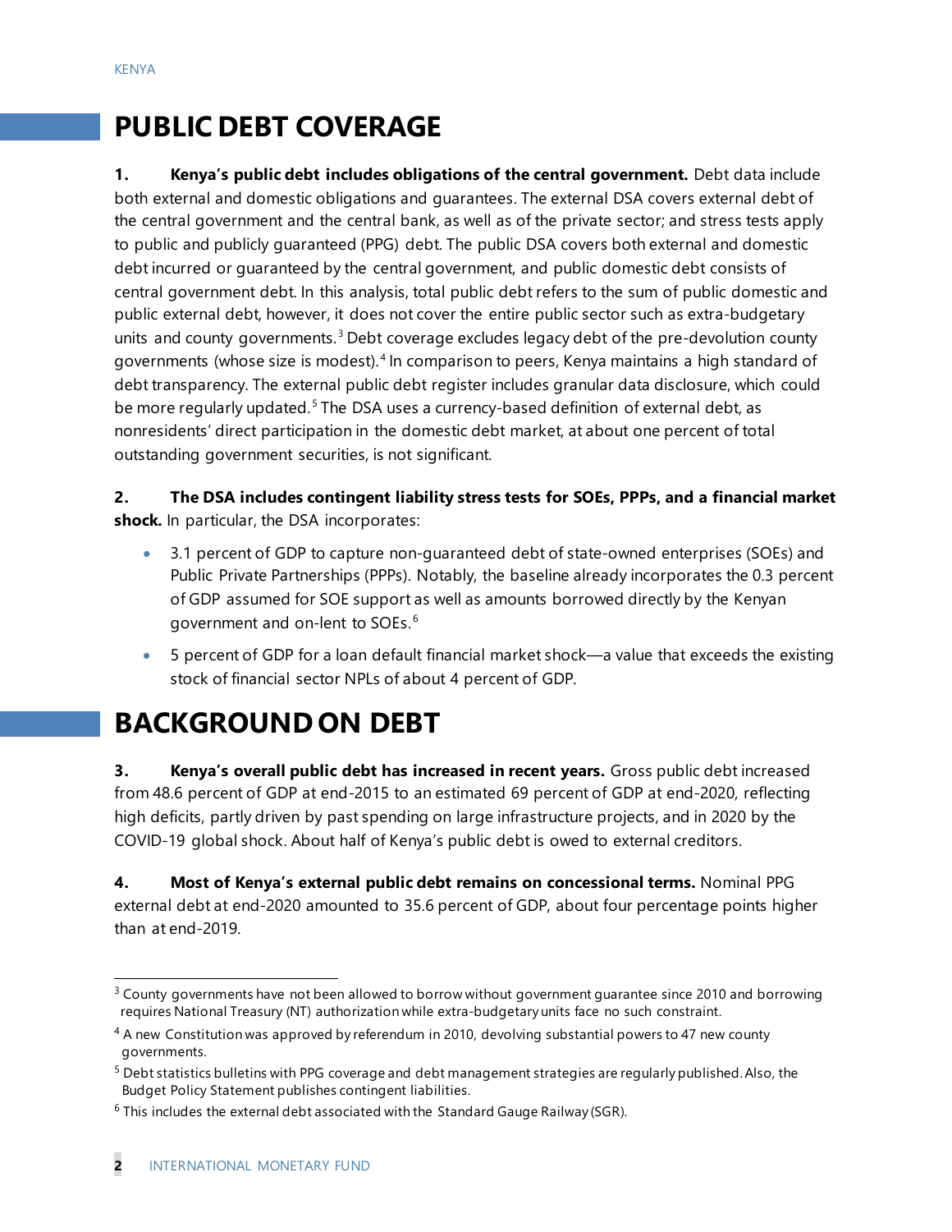## PUBLIC DEBT COVERAGE

**1. Kenya's public debt includes obligations of the central government.** Debt data include both external and domestic obligations and guarantees. The external DSA covers external debt of the central government and the central bank, as well as of the private sector; and stress tests apply to public and publicly guaranteed (PPG) debt. The public DSA covers both external and domestic debt incurred or guaranteed by the central government, and public domestic debt consists of central government debt. In this analysis, total public debt refers to the sum of public domestic and public external debt, however, it does not cover the entire public sector such as extra-budgetary units and county governments.[3] Debt coverage excludes legacy debt of the pre-devolution county governments (whose size is modest).[4] In comparison to peers, Kenya maintains a high standard of debt transparency. The external public debt register includes granular data disclosure, which could be more regularly updated.[5] The DSA uses a currency-based definition of external debt, as nonresidents' direct participation in the domestic debt market, at about one percent of total outstanding government securities, is not significant.

**2. The DSA includes contingent liability stress tests for SOEs, PPPs, and a financial market shock.** In particular, the DSA incorporates:

- 3.1 percent of GDP to capture non-guaranteed debt of state-owned enterprises (SOEs) and Public Private Partnerships (PPPs). Notably, the baseline already incorporates the 0.3 percent of GDP assumed for SOE support as well as amounts borrowed directly by the Kenyan government and on-lent to SOEs.[6]
- 5 percent of GDP for a loan default financial market shock—a value that exceeds the existing stock of financial sector NPLs of about 4 percent of GDP.

## BACKGROUND ON DEBT

**3. Kenya's overall public debt has increased in recent years.** Gross public debt increased from 48.6 percent of GDP at end-2015 to an estimated 69 percent of GDP at end-2020, reflecting high deficits, partly driven by past spending on large infrastructure projects, and in 2020 by the COVID-19 global shock. About half of Kenya's public debt is owed to external creditors.

**4. Most of Kenya's external public debt remains on concessional terms.** Nominal PPG external debt at end-2020 amounted to 35.6 percent of GDP, about four percentage points higher than at end-2019.

---

[3] County governments have not been allowed to borrow without government guarantee since 2010 and borrowing requires National Treasury (NT) authorization while extra-budgetary units face no such constraint.

[4] A new Constitution was approved by referendum in 2010, devolving substantial powers to 47 new county governments.

[5] Debt statistics bulletins with PPG coverage and debt management strategies are regularly published. Also, the Budget Policy Statement publishes contingent liabilities.

[6] This includes the external debt associated with the Standard Gauge Railway (SGR).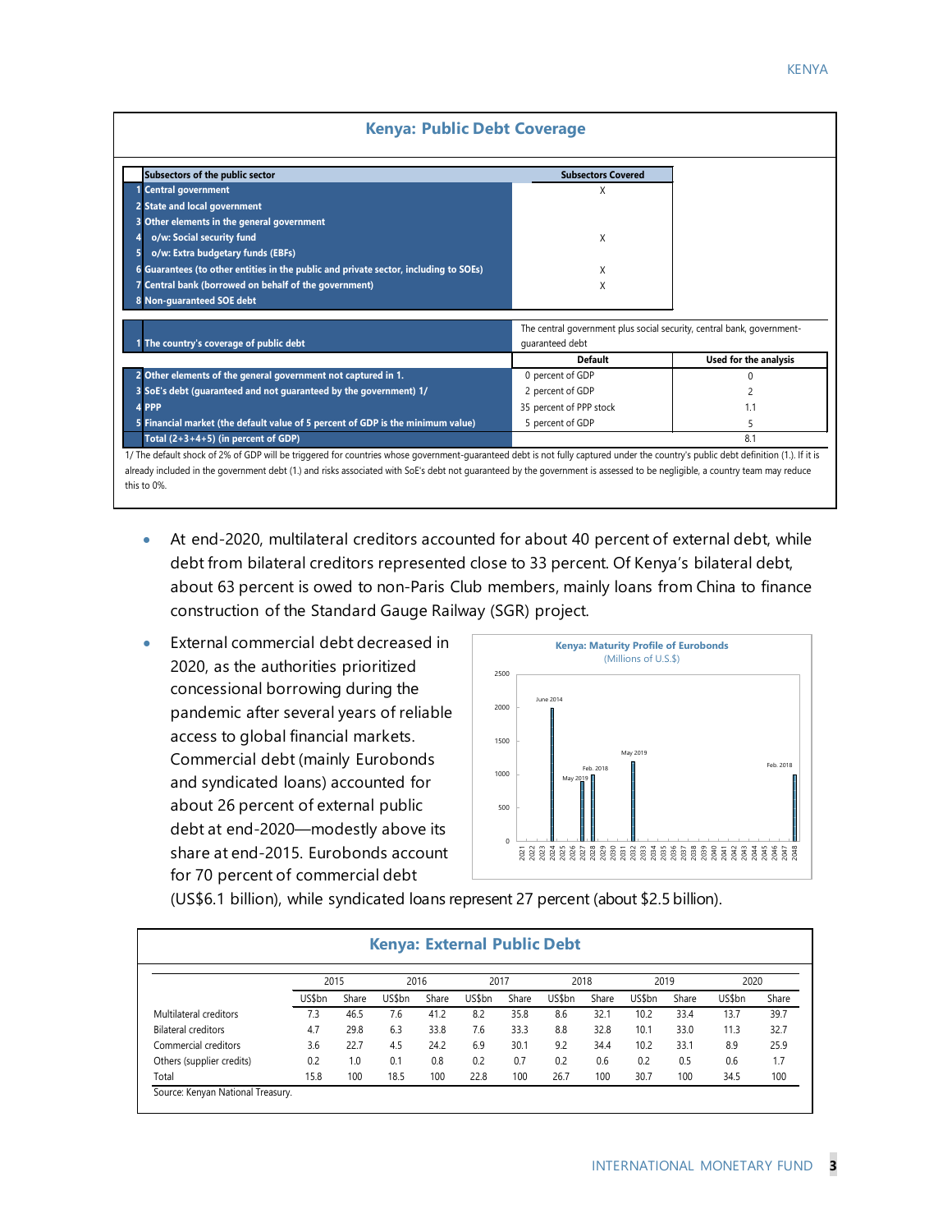### Kenya: Public Debt Coverage

| | Subsectors of the public sector | Subsectors Covered |
|---|---|---|
| 1 | Central government | X |
| 2 | State and local government | |
| 3 | Other elements in the general government | |
| 4 | o/w: Social security fund | X |
| 5 | o/w: Extra budgetary funds (EBFs) | |
| 6 | Guarantees (to other entities in the public and private sector, including to SOEs) | X |
| 7 | Central bank (borrowed on behalf of the government) | X |
| 8 | Non-guaranteed SOE debt | |

| | | | |
|---|---|---|---|
| 1 | The country's coverage of public debt | The central government plus social security, central bank, government-guaranteed debt | |
| | | **Default** | **Used for the analysis** |
| 2 | Other elements of the general government not captured in 1. | 0 percent of GDP | 0 |
| 3 | SoE's debt (guaranteed and not guaranteed by the government) 1/ | 2 percent of GDP | 2 |
| 4 | PPP | 35 percent of PPP stock | 1.1 |
| 5 | Financial market (the default value of 5 percent of GDP is the minimum value) | 5 percent of GDP | 5 |
| | Total (2+3+4+5) (in percent of GDP) | | 8.1 |

1/ The default shock of 2% of GDP will be triggered for countries whose government-guaranteed debt is not fully captured under the country's public debt definition (1.). If it is already included in the government debt (1.) and risks associated with SoE's debt not guaranteed by the government is assessed to be negligible, a country team may reduce this to 0%.

- At end-2020, multilateral creditors accounted for about 40 percent of external debt, while debt from bilateral creditors represented close to 33 percent. Of Kenya's bilateral debt, about 63 percent is owed to non-Paris Club members, mainly loans from China to finance construction of the Standard Gauge Railway (SGR) project.
- External commercial debt decreased in 2020, as the authorities prioritized concessional borrowing during the pandemic after several years of reliable access to global financial markets. Commercial debt (mainly Eurobonds and syndicated loans) accounted for about 26 percent of external public debt at end-2020—modestly above its share at end-2015. Eurobonds account for 70 percent of commercial debt (US$6.1 billion), while syndicated loans represent 27 percent (about $2.5 billion).

**Kenya: Maturity Profile of Eurobonds**
(Millions of U.S.$)

| Maturity year | Issue | Amount (approx.) |
|---|---|---|
| 2024 | June 2014 | 2000 |
| 2027 | May 2019 | 900 |
| 2028 | Feb. 2018 | 1000 |
| 2032 | May 2019 | 1200 |
| 2048 | Feb. 2018 | 1000 |

### Kenya: External Public Debt

| | 2015 | | 2016 | | 2017 | | 2018 | | 2019 | | 2020 | |
|---|---|---|---|---|---|---|---|---|---|---|---|---|
| | US$bn | Share | US$bn | Share | US$bn | Share | US$bn | Share | US$bn | Share | US$bn | Share |
| Multilateral creditors | 7.3 | 46.5 | 7.6 | 41.2 | 8.2 | 35.8 | 8.6 | 32.1 | 10.2 | 33.4 | 13.7 | 39.7 |
| Bilateral creditors | 4.7 | 29.8 | 6.3 | 33.8 | 7.6 | 33.3 | 8.8 | 32.8 | 10.1 | 33.0 | 11.3 | 32.7 |
| Commercial creditors | 3.6 | 22.7 | 4.5 | 24.2 | 6.9 | 30.1 | 9.2 | 34.4 | 10.2 | 33.1 | 8.9 | 25.9 |
| Others (supplier credits) | 0.2 | 1.0 | 0.1 | 0.8 | 0.2 | 0.7 | 0.2 | 0.6 | 0.2 | 0.5 | 0.6 | 1.7 |
| Total | 15.8 | 100 | 18.5 | 100 | 22.8 | 100 | 26.7 | 100 | 30.7 | 100 | 34.5 | 100 |

Source: Kenyan National Treasury.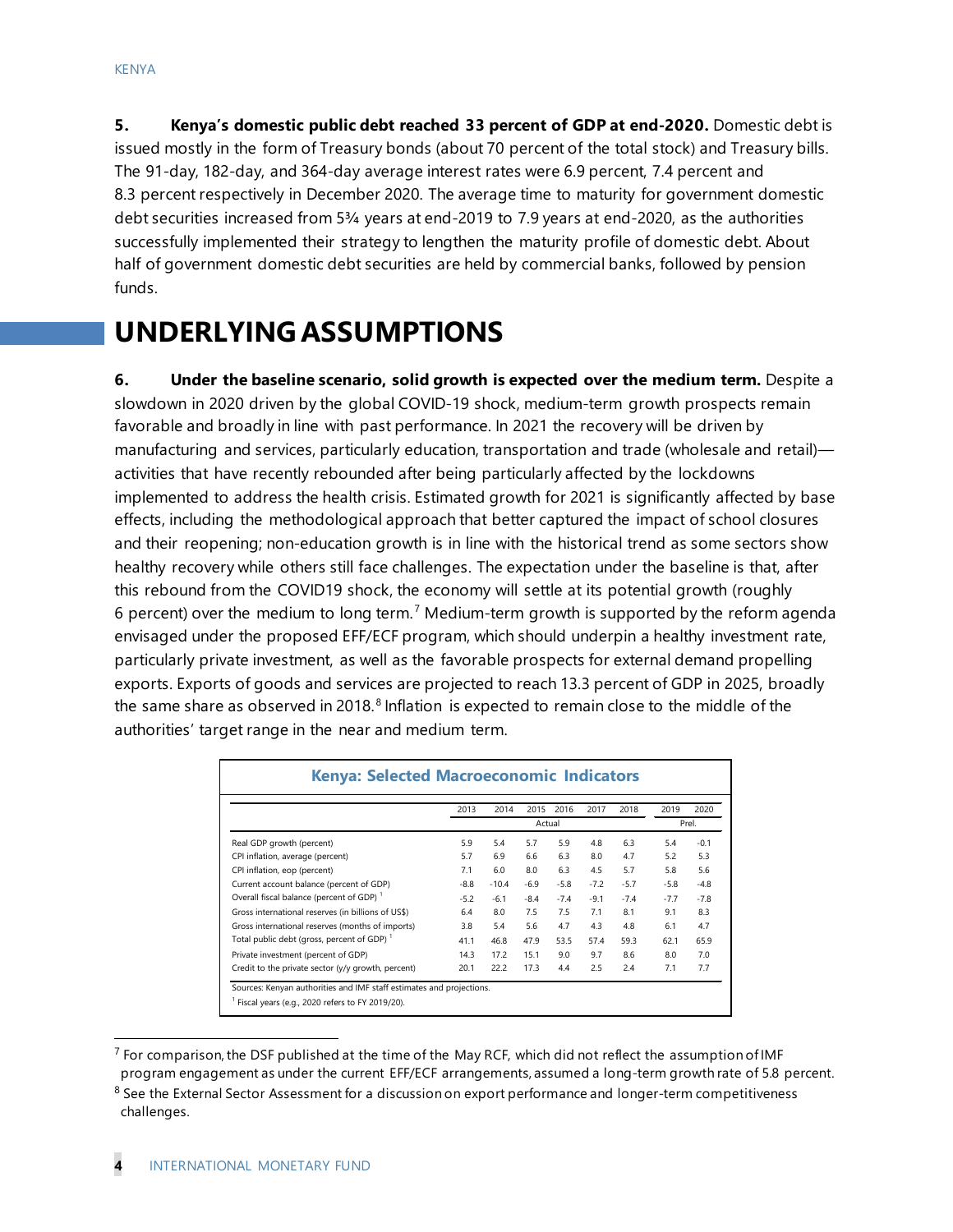**5. Kenya's domestic public debt reached 33 percent of GDP at end-2020.** Domestic debt is issued mostly in the form of Treasury bonds (about 70 percent of the total stock) and Treasury bills. The 91-day, 182-day, and 364-day average interest rates were 6.9 percent, 7.4 percent and 8.3 percent respectively in December 2020. The average time to maturity for government domestic debt securities increased from 5¾ years at end-2019 to 7.9 years at end-2020, as the authorities successfully implemented their strategy to lengthen the maturity profile of domestic debt. About half of government domestic debt securities are held by commercial banks, followed by pension funds.

# UNDERLYING ASSUMPTIONS

**6. Under the baseline scenario, solid growth is expected over the medium term.** Despite a slowdown in 2020 driven by the global COVID-19 shock, medium-term growth prospects remain favorable and broadly in line with past performance. In 2021 the recovery will be driven by manufacturing and services, particularly education, transportation and trade (wholesale and retail)—activities that have recently rebounded after being particularly affected by the lockdowns implemented to address the health crisis. Estimated growth for 2021 is significantly affected by base effects, including the methodological approach that better captured the impact of school closures and their reopening; non-education growth is in line with the historical trend as some sectors show healthy recovery while others still face challenges. The expectation under the baseline is that, after this rebound from the COVID19 shock, the economy will settle at its potential growth (roughly 6 percent) over the medium to long term.[7] Medium-term growth is supported by the reform agenda envisaged under the proposed EFF/ECF program, which should underpin a healthy investment rate, particularly private investment, as well as the favorable prospects for external demand propelling exports. Exports of goods and services are projected to reach 13.3 percent of GDP in 2025, broadly the same share as observed in 2018.[8] Inflation is expected to remain close to the middle of the authorities' target range in the near and medium term.

**Kenya: Selected Macroeconomic Indicators**

| | 2013 | 2014 | 2015 | 2016 | 2017 | 2018 | 2019 | 2020 |
|---|---|---|---|---|---|---|---|---|
| | Actual | | | | | | Prel. | |
| Real GDP growth (percent) | 5.9 | 5.4 | 5.7 | 5.9 | 4.8 | 6.3 | 5.4 | -0.1 |
| CPI inflation, average (percent) | 5.7 | 6.9 | 6.6 | 6.3 | 8.0 | 4.7 | 5.2 | 5.3 |
| CPI inflation, eop (percent) | 7.1 | 6.0 | 8.0 | 6.3 | 4.5 | 5.7 | 5.8 | 5.6 |
| Current account balance (percent of GDP) | -8.8 | -10.4 | -6.9 | -5.8 | -7.2 | -5.7 | -5.8 | -4.8 |
| Overall fiscal balance (percent of GDP) [1] | -5.2 | -6.1 | -8.4 | -7.4 | -9.1 | -7.4 | -7.7 | -7.8 |
| Gross international reserves (in billions of US$) | 6.4 | 8.0 | 7.5 | 7.5 | 7.1 | 8.1 | 9.1 | 8.3 |
| Gross international reserves (months of imports) | 3.8 | 5.4 | 5.6 | 4.7 | 4.3 | 4.8 | 6.1 | 4.7 |
| Total public debt (gross, percent of GDP) [1] | 41.1 | 46.8 | 47.9 | 53.5 | 57.4 | 59.3 | 62.1 | 65.9 |
| Private investment (percent of GDP) | 14.3 | 17.2 | 15.1 | 9.0 | 9.7 | 8.6 | 8.0 | 7.0 |
| Credit to the private sector (y/y growth, percent) | 20.1 | 22.2 | 17.3 | 4.4 | 2.5 | 2.4 | 7.1 | 7.7 |

Sources: Kenyan authorities and IMF staff estimates and projections.

[1] Fiscal years (e.g., 2020 refers to FY 2019/20).

[7] For comparison, the DSF published at the time of the May RCF, which did not reflect the assumption of IMF program engagement as under the current EFF/ECF arrangements, assumed a long-term growth rate of 5.8 percent.

[8] See the External Sector Assessment for a discussion on export performance and longer-term competitiveness challenges.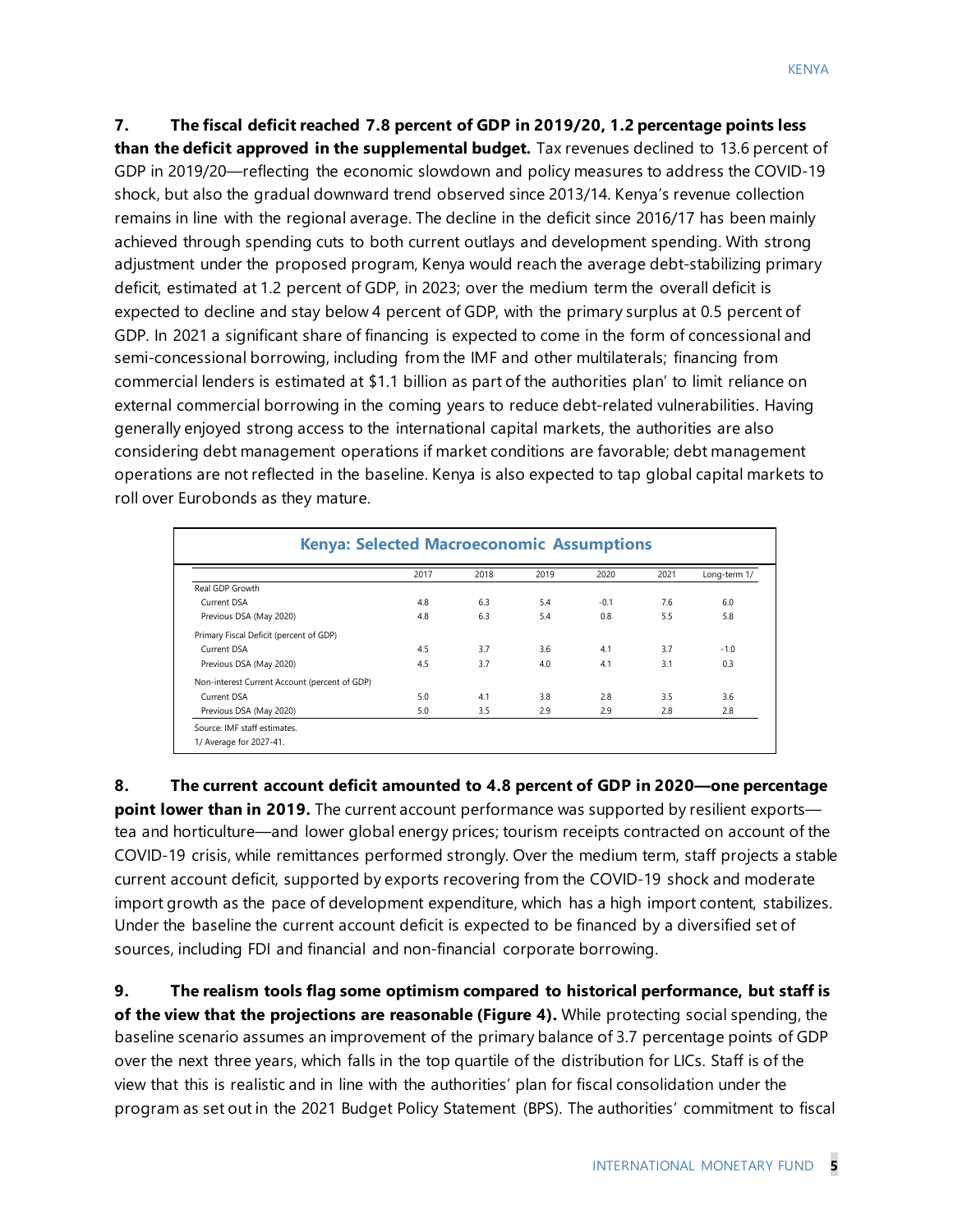**7. The fiscal deficit reached 7.8 percent of GDP in 2019/20, 1.2 percentage points less than the deficit approved in the supplemental budget.** Tax revenues declined to 13.6 percent of GDP in 2019/20—reflecting the economic slowdown and policy measures to address the COVID-19 shock, but also the gradual downward trend observed since 2013/14. Kenya's revenue collection remains in line with the regional average. The decline in the deficit since 2016/17 has been mainly achieved through spending cuts to both current outlays and development spending. With strong adjustment under the proposed program, Kenya would reach the average debt-stabilizing primary deficit, estimated at 1.2 percent of GDP, in 2023; over the medium term the overall deficit is expected to decline and stay below 4 percent of GDP, with the primary surplus at 0.5 percent of GDP. In 2021 a significant share of financing is expected to come in the form of concessional and semi-concessional borrowing, including from the IMF and other multilaterals; financing from commercial lenders is estimated at $1.1 billion as part of the authorities plan' to limit reliance on external commercial borrowing in the coming years to reduce debt-related vulnerabilities. Having generally enjoyed strong access to the international capital markets, the authorities are also considering debt management operations if market conditions are favorable; debt management operations are not reflected in the baseline. Kenya is also expected to tap global capital markets to roll over Eurobonds as they mature.

**Kenya: Selected Macroeconomic Assumptions**

| | 2017 | 2018 | 2019 | 2020 | 2021 | Long-term 1/ |
|---|---|---|---|---|---|---|
| Real GDP Growth | | | | | | |
| Current DSA | 4.8 | 6.3 | 5.4 | -0.1 | 7.6 | 6.0 |
| Previous DSA (May 2020) | 4.8 | 6.3 | 5.4 | 0.8 | 5.5 | 5.8 |
| Primary Fiscal Deficit (percent of GDP) | | | | | | |
| Current DSA | 4.5 | 3.7 | 3.6 | 4.1 | 3.7 | -1.0 |
| Previous DSA (May 2020) | 4.5 | 3.7 | 4.0 | 4.1 | 3.1 | 0.3 |
| Non-interest Current Account (percent of GDP) | | | | | | |
| Current DSA | 5.0 | 4.1 | 3.8 | 2.8 | 3.5 | 3.6 |
| Previous DSA (May 2020) | 5.0 | 3.5 | 2.9 | 2.9 | 2.8 | 2.8 |

Source: IMF staff estimates.
1/ Average for 2027-41.

**8. The current account deficit amounted to 4.8 percent of GDP in 2020—one percentage point lower than in 2019.** The current account performance was supported by resilient exports—tea and horticulture—and lower global energy prices; tourism receipts contracted on account of the COVID-19 crisis, while remittances performed strongly. Over the medium term, staff projects a stable current account deficit, supported by exports recovering from the COVID-19 shock and moderate import growth as the pace of development expenditure, which has a high import content, stabilizes. Under the baseline the current account deficit is expected to be financed by a diversified set of sources, including FDI and financial and non-financial corporate borrowing.

**9. The realism tools flag some optimism compared to historical performance, but staff is of the view that the projections are reasonable (Figure 4).** While protecting social spending, the baseline scenario assumes an improvement of the primary balance of 3.7 percentage points of GDP over the next three years, which falls in the top quartile of the distribution for LICs. Staff is of the view that this is realistic and in line with the authorities' plan for fiscal consolidation under the program as set out in the 2021 Budget Policy Statement (BPS). The authorities' commitment to fiscal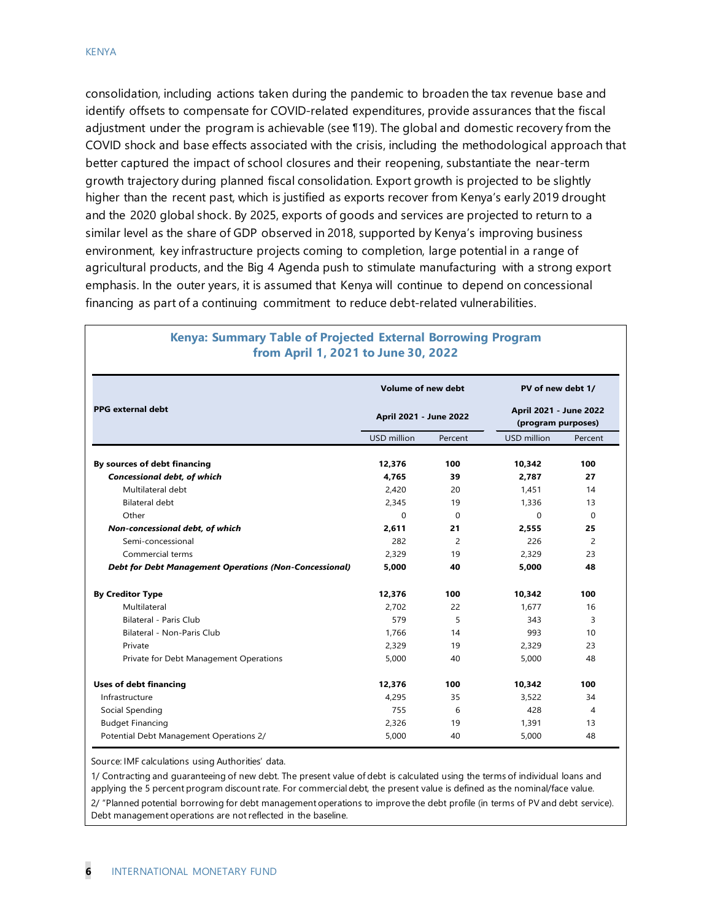consolidation, including actions taken during the pandemic to broaden the tax revenue base and identify offsets to compensate for COVID-related expenditures, provide assurances that the fiscal adjustment under the program is achievable (see ¶19). The global and domestic recovery from the COVID shock and base effects associated with the crisis, including the methodological approach that better captured the impact of school closures and their reopening, substantiate the near-term growth trajectory during planned fiscal consolidation. Export growth is projected to be slightly higher than the recent past, which is justified as exports recover from Kenya's early 2019 drought and the 2020 global shock. By 2025, exports of goods and services are projected to return to a similar level as the share of GDP observed in 2018, supported by Kenya's improving business environment, key infrastructure projects coming to completion, large potential in a range of agricultural products, and the Big 4 Agenda push to stimulate manufacturing with a strong export emphasis. In the outer years, it is assumed that Kenya will continue to depend on concessional financing as part of a continuing commitment to reduce debt-related vulnerabilities.

**Kenya: Summary Table of Projected External Borrowing Program from April 1, 2021 to June 30, 2022**

| PPG external debt | Volume of new debt April 2021 - June 2022 | | PV of new debt 1/ April 2021 - June 2022 (program purposes) | |
|---|---|---|---|---|
| | USD million | Percent | USD million | Percent |
| **By sources of debt financing** | **12,376** | **100** | **10,342** | **100** |
| ***Concessional debt, of which*** | **4,765** | **39** | **2,787** | **27** |
| Multilateral debt | 2,420 | 20 | 1,451 | 14 |
| Bilateral debt | 2,345 | 19 | 1,336 | 13 |
| Other | 0 | 0 | 0 | 0 |
| ***Non-concessional debt, of which*** | **2,611** | **21** | **2,555** | **25** |
| Semi-concessional | 282 | 2 | 226 | 2 |
| Commercial terms | 2,329 | 19 | 2,329 | 23 |
| ***Debt for Debt Management Operations (Non-Concessional)*** | **5,000** | **40** | **5,000** | **48** |
| **By Creditor Type** | **12,376** | **100** | **10,342** | **100** |
| Multilateral | 2,702 | 22 | 1,677 | 16 |
| Bilateral - Paris Club | 579 | 5 | 343 | 3 |
| Bilateral - Non-Paris Club | 1,766 | 14 | 993 | 10 |
| Private | 2,329 | 19 | 2,329 | 23 |
| Private for Debt Management Operations | 5,000 | 40 | 5,000 | 48 |
| **Uses of debt financing** | **12,376** | **100** | **10,342** | **100** |
| Infrastructure | 4,295 | 35 | 3,522 | 34 |
| Social Spending | 755 | 6 | 428 | 4 |
| Budget Financing | 2,326 | 19 | 1,391 | 13 |
| Potential Debt Management Operations 2/ | 5,000 | 40 | 5,000 | 48 |

Source: IMF calculations using Authorities' data.

1/ Contracting and guaranteeing of new debt. The present value of debt is calculated using the terms of individual loans and applying the 5 percent program discount rate. For commercial debt, the present value is defined as the nominal/face value.

2/ "Planned potential borrowing for debt management operations to improve the debt profile (in terms of PV and debt service). Debt management operations are not reflected in the baseline.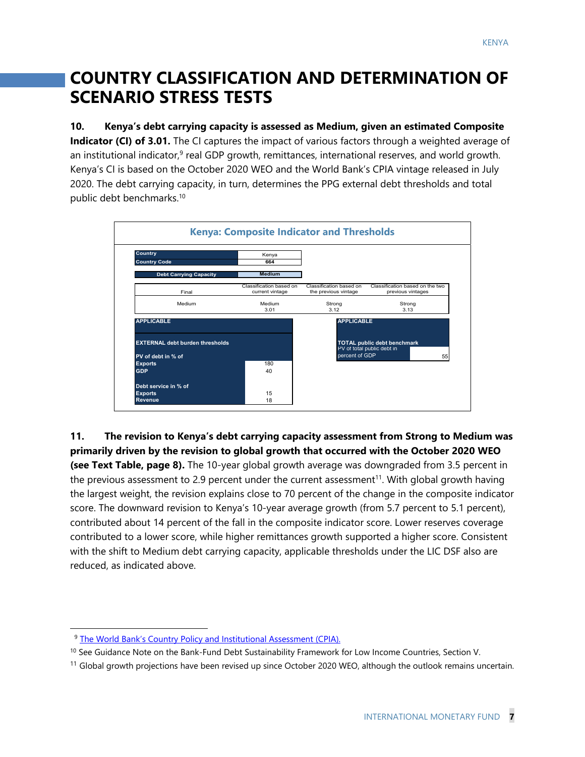# COUNTRY CLASSIFICATION AND DETERMINATION OF SCENARIO STRESS TESTS

**10. Kenya's debt carrying capacity is assessed as Medium, given an estimated Composite Indicator (CI) of 3.01.** The CI captures the impact of various factors through a weighted average of an institutional indicator,[9] real GDP growth, remittances, international reserves, and world growth. Kenya's CI is based on the October 2020 WEO and the World Bank's CPIA vintage released in July 2020. The debt carrying capacity, in turn, determines the PPG external debt thresholds and total public debt benchmarks.[10]

**Kenya: Composite Indicator and Thresholds**

| Country | Kenya |
|---|---|
| Country Code | 664 |
| Debt Carrying Capacity | Medium |

| Final | Classification based on current vintage | Classification based on the previous vintage | Classification based on the two previous vintages |
|---|---|---|---|
| Medium | Medium<br>3.01 | Strong<br>3.12 | Strong<br>3.13 |

| APPLICABLE<br>EXTERNAL debt burden thresholds | |
|---|---|
| **PV of debt in % of** | |
| Exports | 180 |
| GDP | 40 |
| **Debt service in % of** | |
| Exports | 15 |
| Revenue | 18 |

| APPLICABLE<br>TOTAL public debt benchmark | |
|---|---|
| PV of total public debt in percent of GDP | 55 |

**11. The revision to Kenya's debt carrying capacity assessment from Strong to Medium was primarily driven by the revision to global growth that occurred with the October 2020 WEO (see Text Table, page 8).** The 10-year global growth average was downgraded from 3.5 percent in the previous assessment to 2.9 percent under the current assessment[11]. With global growth having the largest weight, the revision explains close to 70 percent of the change in the composite indicator score. The downward revision to Kenya's 10-year average growth (from 5.7 percent to 5.1 percent), contributed about 14 percent of the fall in the composite indicator score. Lower reserves coverage contributed to a lower score, while higher remittances growth supported a higher score. Consistent with the shift to Medium debt carrying capacity, applicable thresholds under the LIC DSF also are reduced, as indicated above.

---

[9] The World Bank's Country Policy and Institutional Assessment (CPIA).

[10] See Guidance Note on the Bank-Fund Debt Sustainability Framework for Low Income Countries, Section V.

[11] Global growth projections have been revised up since October 2020 WEO, although the outlook remains uncertain.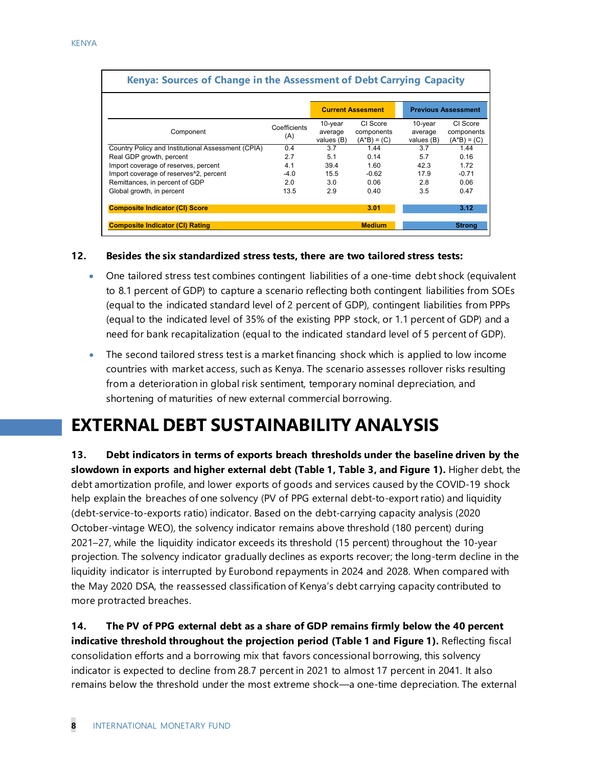**Kenya: Sources of Change in the Assessment of Debt Carrying Capacity**

| Component | Coefficients (A) | Current Assessment: 10-year average values (B) | Current Assessment: CI Score components (A*B) = (C) | Previous Assessment: 10-year average values (B) | Previous Assessment: CI Score components (A*B) = (C) |
|---|---|---|---|---|---|
| Country Policy and Institutional Assessment (CPIA) | 0.4 | 3.7 | 1.44 | 3.7 | 1.44 |
| Real GDP growth, percent | 2.7 | 5.1 | 0.14 | 5.7 | 0.16 |
| Import coverage of reserves, percent | 4.1 | 39.4 | 1.60 | 42.3 | 1.72 |
| Import coverage of reserves^2, percent | -4.0 | 15.5 | -0.62 | 17.9 | -0.71 |
| Remittances, in percent of GDP | 2.0 | 3.0 | 0.06 | 2.8 | 0.06 |
| Global growth, in percent | 13.5 | 2.9 | 0.40 | 3.5 | 0.47 |
| **Composite Indicator (CI) Score** | | | **3.01** | | **3.12** |
| **Composite Indicator (CI) Rating** | | | **Medium** | | **Strong** |

**12. Besides the six standardized stress tests, there are two tailored stress tests:**

- One tailored stress test combines contingent liabilities of a one-time debt shock (equivalent to 8.1 percent of GDP) to capture a scenario reflecting both contingent liabilities from SOEs (equal to the indicated standard level of 2 percent of GDP), contingent liabilities from PPPs (equal to the indicated level of 35% of the existing PPP stock, or 1.1 percent of GDP) and a need for bank recapitalization (equal to the indicated standard level of 5 percent of GDP).
- The second tailored stress test is a market financing shock which is applied to low income countries with market access, such as Kenya. The scenario assesses rollover risks resulting from a deterioration in global risk sentiment, temporary nominal depreciation, and shortening of maturities of new external commercial borrowing.

# EXTERNAL DEBT SUSTAINABILITY ANALYSIS

**13. Debt indicators in terms of exports breach thresholds under the baseline driven by the slowdown in exports and higher external debt (Table 1, Table 3, and Figure 1).** Higher debt, the debt amortization profile, and lower exports of goods and services caused by the COVID-19 shock help explain the breaches of one solvency (PV of PPG external debt-to-export ratio) and liquidity (debt-service-to-exports ratio) indicator. Based on the debt-carrying capacity analysis (2020 October-vintage WEO), the solvency indicator remains above threshold (180 percent) during 2021–27, while the liquidity indicator exceeds its threshold (15 percent) throughout the 10-year projection. The solvency indicator gradually declines as exports recover; the long-term decline in the liquidity indicator is interrupted by Eurobond repayments in 2024 and 2028. When compared with the May 2020 DSA, the reassessed classification of Kenya's debt carrying capacity contributed to more protracted breaches.

**14. The PV of PPG external debt as a share of GDP remains firmly below the 40 percent indicative threshold throughout the projection period (Table 1 and Figure 1).** Reflecting fiscal consolidation efforts and a borrowing mix that favors concessional borrowing, this solvency indicator is expected to decline from 28.7 percent in 2021 to almost 17 percent in 2041. It also remains below the threshold under the most extreme shock—a one-time depreciation. The external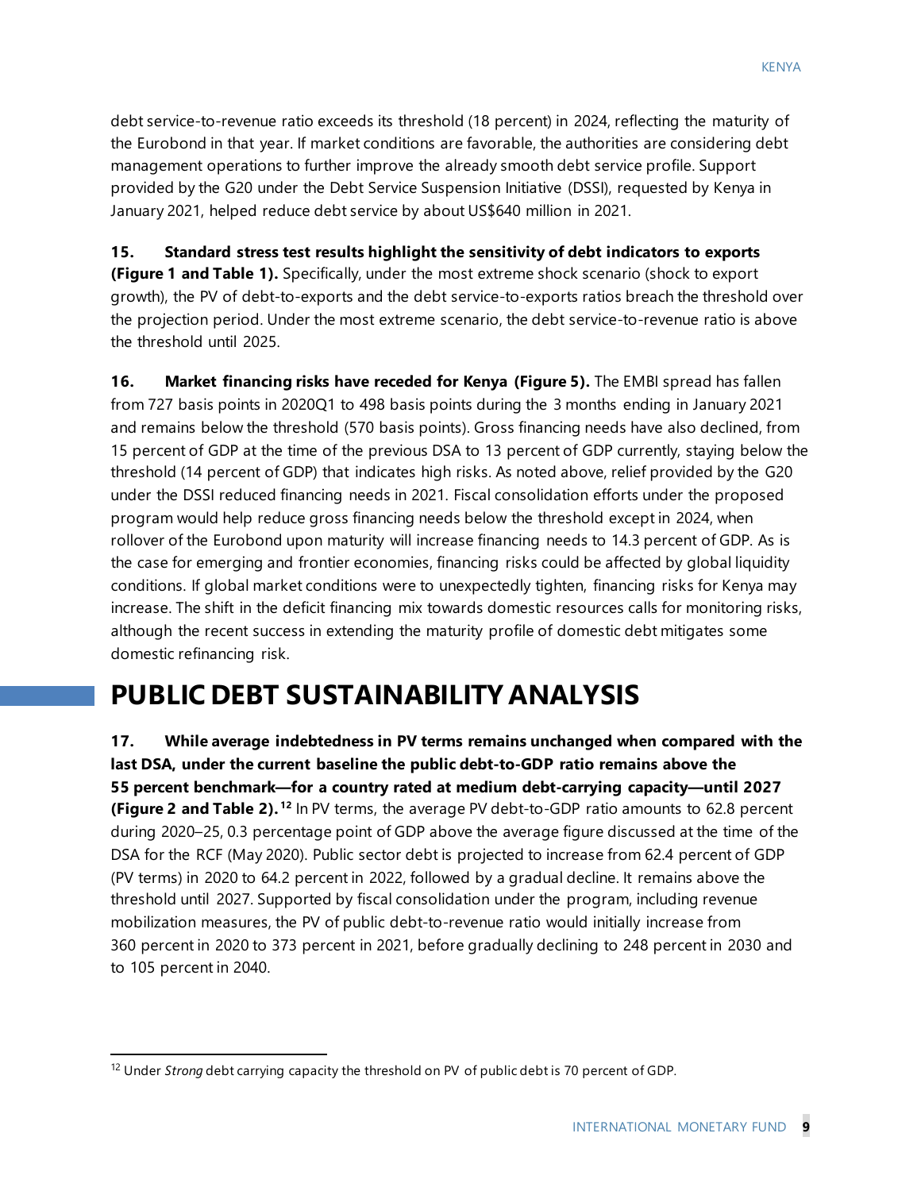debt service-to-revenue ratio exceeds its threshold (18 percent) in 2024, reflecting the maturity of the Eurobond in that year. If market conditions are favorable, the authorities are considering debt management operations to further improve the already smooth debt service profile. Support provided by the G20 under the Debt Service Suspension Initiative (DSSI), requested by Kenya in January 2021, helped reduce debt service by about US$640 million in 2021.

**15. Standard stress test results highlight the sensitivity of debt indicators to exports (Figure 1 and Table 1).** Specifically, under the most extreme shock scenario (shock to export growth), the PV of debt-to-exports and the debt service-to-exports ratios breach the threshold over the projection period. Under the most extreme scenario, the debt service-to-revenue ratio is above the threshold until 2025.

**16. Market financing risks have receded for Kenya (Figure 5).** The EMBI spread has fallen from 727 basis points in 2020Q1 to 498 basis points during the 3 months ending in January 2021 and remains below the threshold (570 basis points). Gross financing needs have also declined, from 15 percent of GDP at the time of the previous DSA to 13 percent of GDP currently, staying below the threshold (14 percent of GDP) that indicates high risks. As noted above, relief provided by the G20 under the DSSI reduced financing needs in 2021. Fiscal consolidation efforts under the proposed program would help reduce gross financing needs below the threshold except in 2024, when rollover of the Eurobond upon maturity will increase financing needs to 14.3 percent of GDP. As is the case for emerging and frontier economies, financing risks could be affected by global liquidity conditions. If global market conditions were to unexpectedly tighten, financing risks for Kenya may increase. The shift in the deficit financing mix towards domestic resources calls for monitoring risks, although the recent success in extending the maturity profile of domestic debt mitigates some domestic refinancing risk.

# PUBLIC DEBT SUSTAINABILITY ANALYSIS

**17. While average indebtedness in PV terms remains unchanged when compared with the last DSA, under the current baseline the public debt-to-GDP ratio remains above the 55 percent benchmark—for a country rated at medium debt-carrying capacity—until 2027 (Figure 2 and Table 2).**[12] In PV terms, the average PV debt-to-GDP ratio amounts to 62.8 percent during 2020–25, 0.3 percentage point of GDP above the average figure discussed at the time of the DSA for the RCF (May 2020). Public sector debt is projected to increase from 62.4 percent of GDP (PV terms) in 2020 to 64.2 percent in 2022, followed by a gradual decline. It remains above the threshold until 2027. Supported by fiscal consolidation under the program, including revenue mobilization measures, the PV of public debt-to-revenue ratio would initially increase from 360 percent in 2020 to 373 percent in 2021, before gradually declining to 248 percent in 2030 and to 105 percent in 2040.

---

[12] Under *Strong* debt carrying capacity the threshold on PV of public debt is 70 percent of GDP.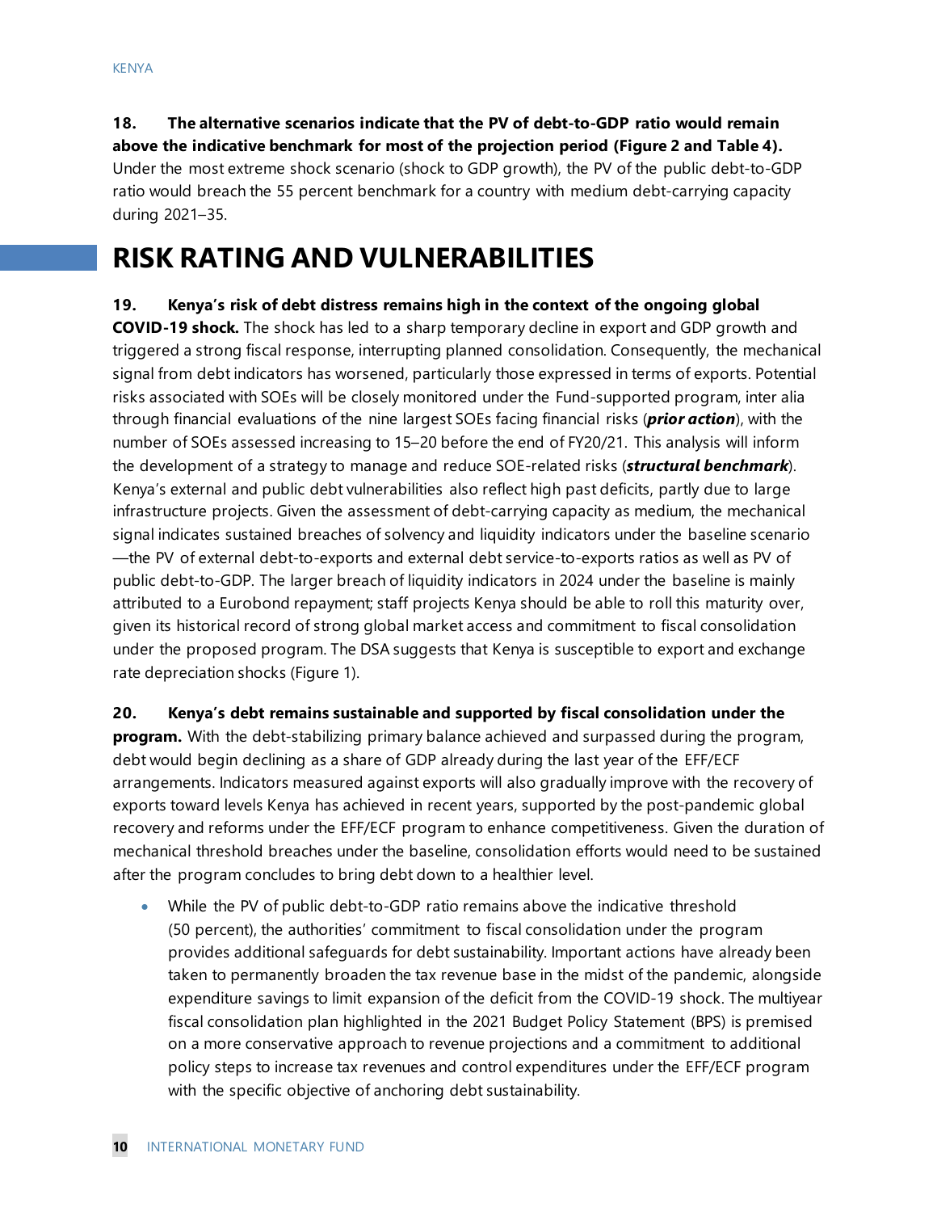**18. The alternative scenarios indicate that the PV of debt-to-GDP ratio would remain above the indicative benchmark for most of the projection period (Figure 2 and Table 4).** Under the most extreme shock scenario (shock to GDP growth), the PV of the public debt-to-GDP ratio would breach the 55 percent benchmark for a country with medium debt-carrying capacity during 2021–35.

# RISK RATING AND VULNERABILITIES

**19. Kenya's risk of debt distress remains high in the context of the ongoing global COVID-19 shock.** The shock has led to a sharp temporary decline in export and GDP growth and triggered a strong fiscal response, interrupting planned consolidation. Consequently, the mechanical signal from debt indicators has worsened, particularly those expressed in terms of exports. Potential risks associated with SOEs will be closely monitored under the Fund-supported program, inter alia through financial evaluations of the nine largest SOEs facing financial risks (***prior action***), with the number of SOEs assessed increasing to 15–20 before the end of FY20/21. This analysis will inform the development of a strategy to manage and reduce SOE-related risks (***structural benchmark***). Kenya's external and public debt vulnerabilities also reflect high past deficits, partly due to large infrastructure projects. Given the assessment of debt-carrying capacity as medium, the mechanical signal indicates sustained breaches of solvency and liquidity indicators under the baseline scenario—the PV of external debt-to-exports and external debt service-to-exports ratios as well as PV of public debt-to-GDP. The larger breach of liquidity indicators in 2024 under the baseline is mainly attributed to a Eurobond repayment; staff projects Kenya should be able to roll this maturity over, given its historical record of strong global market access and commitment to fiscal consolidation under the proposed program. The DSA suggests that Kenya is susceptible to export and exchange rate depreciation shocks (Figure 1).

**20. Kenya's debt remains sustainable and supported by fiscal consolidation under the program.** With the debt-stabilizing primary balance achieved and surpassed during the program, debt would begin declining as a share of GDP already during the last year of the EFF/ECF arrangements. Indicators measured against exports will also gradually improve with the recovery of exports toward levels Kenya has achieved in recent years, supported by the post-pandemic global recovery and reforms under the EFF/ECF program to enhance competitiveness. Given the duration of mechanical threshold breaches under the baseline, consolidation efforts would need to be sustained after the program concludes to bring debt down to a healthier level.

- While the PV of public debt-to-GDP ratio remains above the indicative threshold (50 percent), the authorities' commitment to fiscal consolidation under the program provides additional safeguards for debt sustainability. Important actions have already been taken to permanently broaden the tax revenue base in the midst of the pandemic, alongside expenditure savings to limit expansion of the deficit from the COVID-19 shock. The multiyear fiscal consolidation plan highlighted in the 2021 Budget Policy Statement (BPS) is premised on a more conservative approach to revenue projections and a commitment to additional policy steps to increase tax revenues and control expenditures under the EFF/ECF program with the specific objective of anchoring debt sustainability.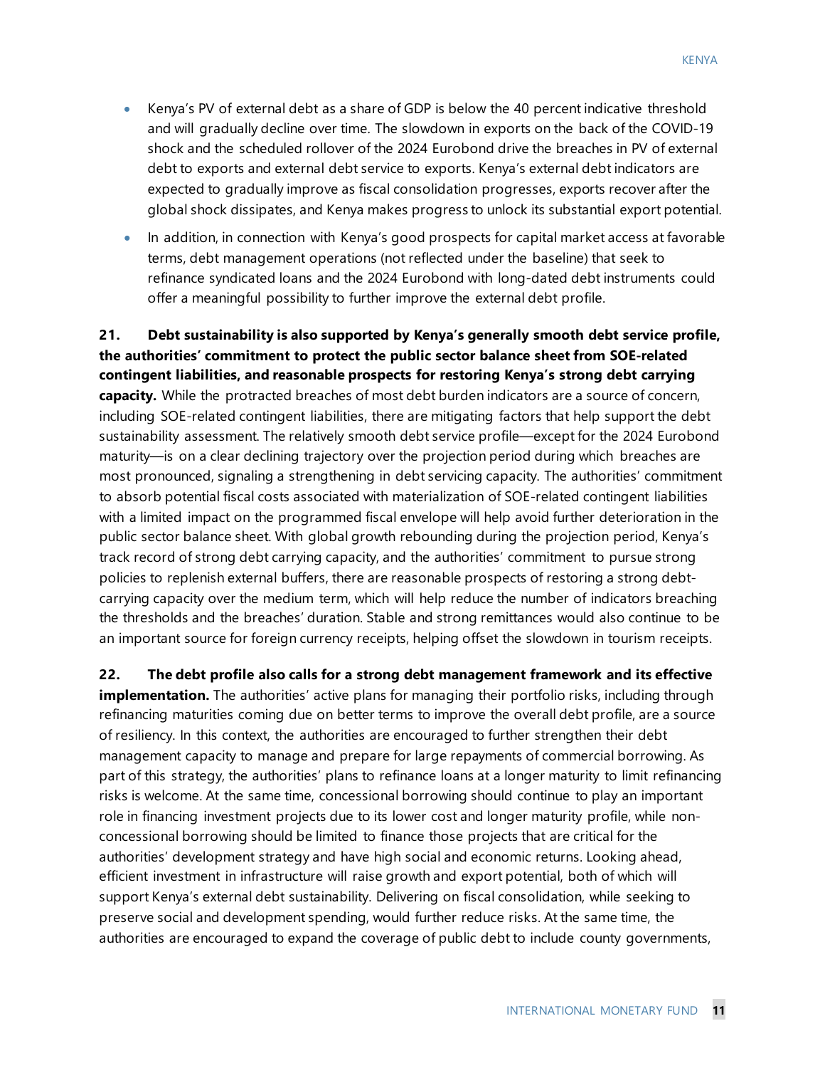- Kenya's PV of external debt as a share of GDP is below the 40 percent indicative threshold and will gradually decline over time. The slowdown in exports on the back of the COVID-19 shock and the scheduled rollover of the 2024 Eurobond drive the breaches in PV of external debt to exports and external debt service to exports. Kenya's external debt indicators are expected to gradually improve as fiscal consolidation progresses, exports recover after the global shock dissipates, and Kenya makes progress to unlock its substantial export potential.
- In addition, in connection with Kenya's good prospects for capital market access at favorable terms, debt management operations (not reflected under the baseline) that seek to refinance syndicated loans and the 2024 Eurobond with long-dated debt instruments could offer a meaningful possibility to further improve the external debt profile.

**21. Debt sustainability is also supported by Kenya's generally smooth debt service profile, the authorities' commitment to protect the public sector balance sheet from SOE-related contingent liabilities, and reasonable prospects for restoring Kenya's strong debt carrying capacity.** While the protracted breaches of most debt burden indicators are a source of concern, including SOE-related contingent liabilities, there are mitigating factors that help support the debt sustainability assessment. The relatively smooth debt service profile—except for the 2024 Eurobond maturity—is on a clear declining trajectory over the projection period during which breaches are most pronounced, signaling a strengthening in debt servicing capacity. The authorities' commitment to absorb potential fiscal costs associated with materialization of SOE-related contingent liabilities with a limited impact on the programmed fiscal envelope will help avoid further deterioration in the public sector balance sheet. With global growth rebounding during the projection period, Kenya's track record of strong debt carrying capacity, and the authorities' commitment to pursue strong policies to replenish external buffers, there are reasonable prospects of restoring a strong debt-carrying capacity over the medium term, which will help reduce the number of indicators breaching the thresholds and the breaches' duration. Stable and strong remittances would also continue to be an important source for foreign currency receipts, helping offset the slowdown in tourism receipts.

**22. The debt profile also calls for a strong debt management framework and its effective implementation.** The authorities' active plans for managing their portfolio risks, including through refinancing maturities coming due on better terms to improve the overall debt profile, are a source of resiliency. In this context, the authorities are encouraged to further strengthen their debt management capacity to manage and prepare for large repayments of commercial borrowing. As part of this strategy, the authorities' plans to refinance loans at a longer maturity to limit refinancing risks is welcome. At the same time, concessional borrowing should continue to play an important role in financing investment projects due to its lower cost and longer maturity profile, while non-concessional borrowing should be limited to finance those projects that are critical for the authorities' development strategy and have high social and economic returns. Looking ahead, efficient investment in infrastructure will raise growth and export potential, both of which will support Kenya's external debt sustainability. Delivering on fiscal consolidation, while seeking to preserve social and development spending, would further reduce risks. At the same time, the authorities are encouraged to expand the coverage of public debt to include county governments,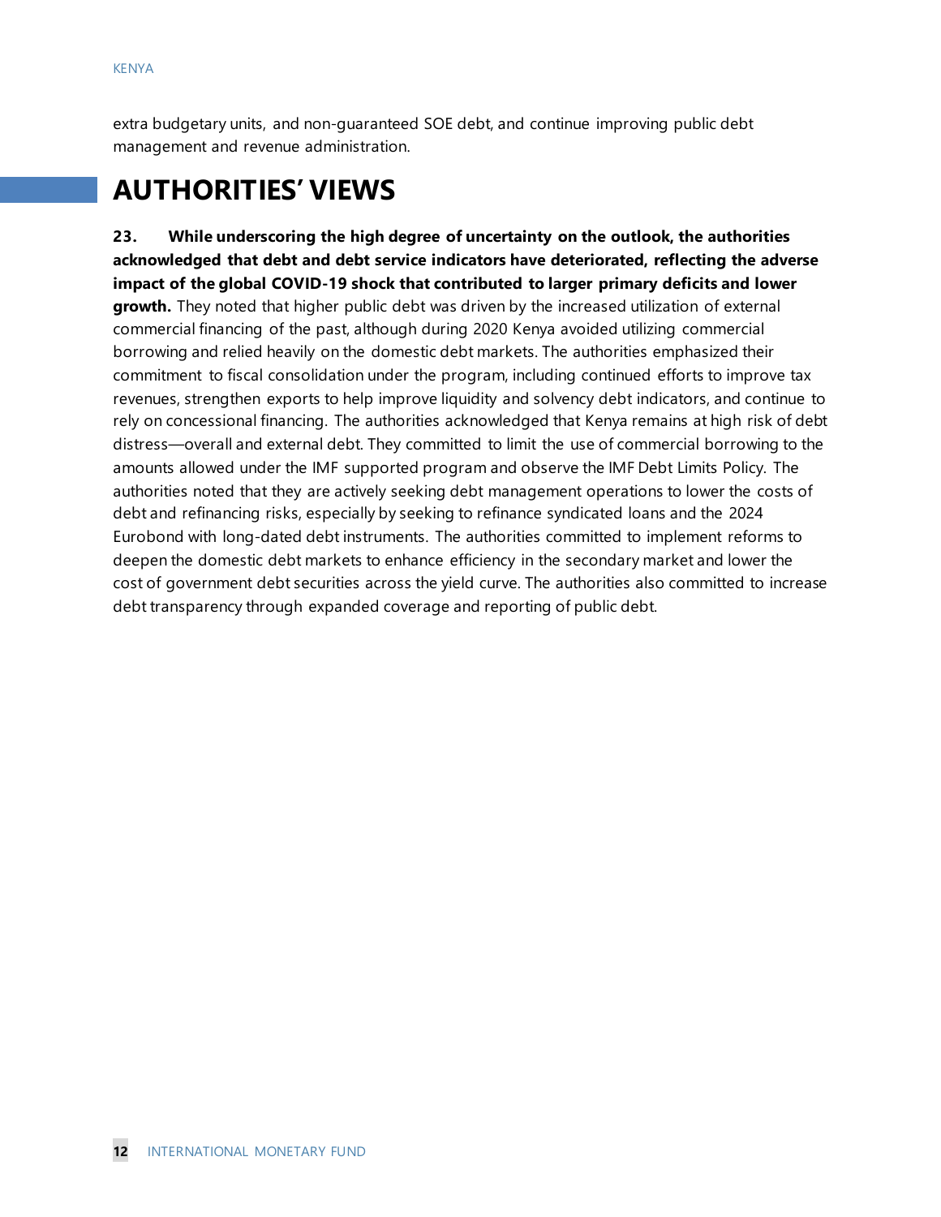extra budgetary units, and non-guaranteed SOE debt, and continue improving public debt management and revenue administration.

# AUTHORITIES' VIEWS

**23. While underscoring the high degree of uncertainty on the outlook, the authorities acknowledged that debt and debt service indicators have deteriorated, reflecting the adverse impact of the global COVID-19 shock that contributed to larger primary deficits and lower growth.** They noted that higher public debt was driven by the increased utilization of external commercial financing of the past, although during 2020 Kenya avoided utilizing commercial borrowing and relied heavily on the domestic debt markets. The authorities emphasized their commitment to fiscal consolidation under the program, including continued efforts to improve tax revenues, strengthen exports to help improve liquidity and solvency debt indicators, and continue to rely on concessional financing. The authorities acknowledged that Kenya remains at high risk of debt distress—overall and external debt. They committed to limit the use of commercial borrowing to the amounts allowed under the IMF supported program and observe the IMF Debt Limits Policy. The authorities noted that they are actively seeking debt management operations to lower the costs of debt and refinancing risks, especially by seeking to refinance syndicated loans and the 2024 Eurobond with long-dated debt instruments. The authorities committed to implement reforms to deepen the domestic debt markets to enhance efficiency in the secondary market and lower the cost of government debt securities across the yield curve. The authorities also committed to increase debt transparency through expanded coverage and reporting of public debt.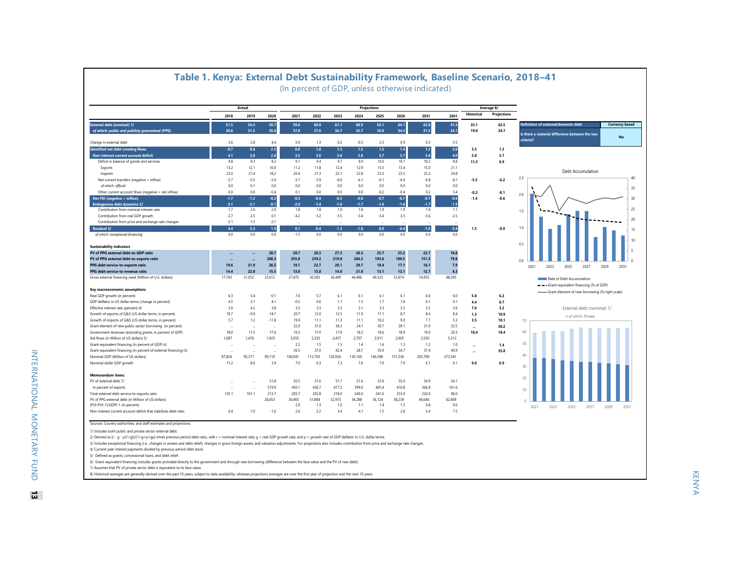## Table 1. Kenya: External Debt Sustainability Framework, Baseline Scenario, 2018–41

(In percent of GDP, unless otherwise indicated)

| | Actual | | | Projections | | | | | | | | Average 8/ | |
|---|---|---|---|---|---|---|---|---|---|---|---|---|---|
| | 2018 | 2019 | 2020 | 2021 | 2022 | 2023 | 2024 | 2025 | 2026 | 2031 | 2041 | Historical | Projections |
| **External debt (nominal) 1/** | 51.5 | 54.3 | 58.7 | 59.6 | 60.9 | 61.1 | 60.9 | 63.1 | 64.1 | 63.8 | 41.3 | 35.1 | 62.5 |
| *of which: public and publicly guaranteed (PPG)* | 30.6 | 31.5 | 35.6 | 37.8 | 37.6 | 36.7 | 35.7 | 35.0 | 34.3 | 31.5 | 24.1 | 19.0 | 34.7 |
| Change in external debt | 3.6 | 2.8 | 4.4 | 0.9 | 1.3 | 0.2 | -0.3 | 2.3 | 0.9 | 0.3 | -3.5 | | |
| **Identified net debt-creating flows** | -0.7 | 0.6 | 2.5 | 0.8 | 1.8 | 1.5 | 1.5 | 1.5 | 1.4 | 1.3 | 2.0 | 3.5 | 1.3 |
| **Non-interest current account deficit** | 4.1 | 3.8 | 2.8 | 3.5 | 3.6 | 3.6 | 3.8 | 3.7 | 3.7 | 3.6 | 4.0 | 5.8 | 3.7 |
| Deficit in balance of goods and services | 9.8 | 9.3 | 8.2 | 9.1 | 9.4 | 9.7 | 9.9 | 10.0 | 10.1 | 10.2 | 8.8 | 11.5 | 9.9 |
| Exports | 13.2 | 12.1 | 10.0 | 11.2 | 11.8 | 12.4 | 12.9 | 13.3 | 13.4 | 15.0 | 21.1 | | |
| Imports | 23.0 | 21.4 | 18.2 | 20.4 | 21.3 | 22.1 | 22.8 | 23.3 | 23.5 | 25.2 | 29.8 | | |
| Net current transfers (negative = inflow) | -5.7 | -5.5 | -5.0 | -5.7 | -5.9 | -6.0 | -6.1 | -6.1 | -6.0 | -6.8 | -8.1 | -5.5 | -6.2 |
| *of which: official* | 0.0 | -0.1 | 0.0 | 0.0 | 0.0 | 0.0 | 0.0 | 0.0 | 0.0 | 0.0 | 0.0 | | |
| Other current account flows (negative = net inflow) | 0.0 | 0.0 | -0.4 | 0.1 | 0.0 | 0.0 | 0.0 | -0.2 | -0.4 | 0.2 | 3.4 | -0.2 | -0.1 |
| **Net FDI (negative = inflow)** | -1.7 | -1.2 | -0.2 | -0.3 | -0.4 | -0.5 | -0.6 | -0.7 | -0.7 | -0.7 | -0.6 | -1.4 | -0.6 |
| **Endogenous debt dynamics 2/** | -3.1 | -2.1 | -0.1 | -2.4 | -1.4 | -1.6 | -1.7 | -1.6 | -1.6 | -1.7 | -1.5 | | |
| Contribution from nominal interest rate | 1.7 | 2.0 | 2.0 | 1.8 | 1.8 | 1.9 | 1.8 | 1.9 | 1.9 | 1.9 | 1.1 | | |
| Contribution from real GDP growth | -2.7 | -2.5 | 0.1 | -4.2 | -3.2 | -3.5 | -3.4 | -3.4 | -3.5 | -3.6 | -2.5 | | |
| Contribution from price and exchange rate changes | -2.1 | -1.5 | -2.1 | ... | ... | ... | ... | ... | ... | ... | ... | | |
| **Residual 3/** | 4.4 | 2.3 | 1.9 | 0.1 | -0.4 | -1.3 | -1.8 | 0.8 | -0.4 | -1.0 | -5.4 | 1.5 | -0.9 |
| *of which: exceptional financing* | 0.0 | 0.0 | 0.0 | -1.5 | 0.0 | 0.0 | 0.0 | 0.0 | 0.0 | 0.0 | 0.0 | | |
| **Sustainability indicators** | | | | | | | | | | | | | |
| **PV of PPG external debt-to-GDP ratio** | ... | ... | 28.7 | 28.7 | 28.3 | 27.3 | 26.3 | 25.7 | 25.2 | 22.7 | 16.8 | | |
| **PV of PPG external debt-to-exports ratio** | ... | ... | 288.3 | 255.8 | 239.2 | 219.8 | 204.2 | 193.6 | 188.5 | 151.5 | 79.8 | | |
| **PPG debt service-to-exports ratio** | 19.6 | 31.9 | 26.5 | 19.1 | 22.7 | 20.1 | 29.7 | 18.4 | 17.1 | 16.1 | 7.9 | | |
| **PPG debt service-to-revenue ratio** | 14.4 | 22.0 | 15.5 | 13.0 | 15.8 | 14.0 | 21.0 | 13.1 | 12.1 | 12.7 | 8.3 | | |
| Gross external financing need (Million of U.S. dollars) | 17,743 | 21,052 | 23,612 | 27,875 | 30,583 | 36,489 | 44,486 | 49,323 | 55,874 | 74,955 | 88,395 | | |
| **Key macroeconomic assumptions** | | | | | | | | | | | | | |
| Real GDP growth (in percent) | 6.3 | 5.4 | -0.1 | 7.6 | 5.7 | 6.1 | 6.1 | 6.1 | 6.1 | 6.0 | 6.0 | 5.0 | 6.2 |
| GDP deflator in US dollar terms (change in percent) | 4.5 | 3.1 | 4.1 | -0.5 | 0.6 | 1.1 | 1.5 | 1.7 | 1.8 | 0.1 | 0.1 | 4.4 | 0.7 |
| Effective interest rate (percent) 4/ | 3.9 | 4.2 | 3.8 | 3.3 | 3.3 | 3.3 | 3.1 | 3.3 | 3.3 | 3.2 | 2.6 | 7.6 | 3.2 |
| Growth of exports of G&S (US dollar terms, in percent) | 10.7 | -0.6 | -14.1 | 20.7 | 12.0 | 12.5 | 11.9 | 11.1 | 8.7 | 8.4 | 8.4 | 1.3 | 10.9 |
| Growth of imports of G&S (US dollar terms, in percent) | 5.7 | 1.2 | -11.8 | 19.9 | 11.1 | 11.3 | 11.1 | 10.2 | 9.0 | 7.7 | 5.3 | 3.5 | 10.1 |
| Grant element of new public sector borrowing (in percent) | ... | ... | ... | 32.0 | 31.0 | 36.5 | 24.1 | 30.7 | 29.1 | 31.0 | 32.5 | ... | 30.2 |
| Government revenues (excluding grants, in percent of GDP) | 18.0 | 17.5 | 17.0 | 16.5 | 17.0 | 17.9 | 18.2 | 18.6 | 18.9 | 19.0 | 20.3 | 18.4 | 18.4 |
| Aid flows (in Million of US dollars) 5/ | 1,087 | 1,476 | 1,923 | 3,055 | 2,335 | 2,457 | 2,707 | 2,911 | 2,905 | 3,550 | 5,312 | | |
| Grant-equivalent financing (in percent of GDP) 6/ | ... | ... | ... | 2.2 | 1.5 | 1.5 | 1.4 | 1.4 | 1.3 | 1.2 | 1.0 | ... | 1.4 |
| Grant-equivalent financing (in percent of external financing) 6/ | ... | ... | ... | 36.5 | 37.0 | 42.4 | 28.7 | 35.9 | 34.7 | 37.4 | 40.9 | ... | 35.8 |
| Nominal GDP (Million of US dollars) | 87,824 | 95,371 | 99,110 | 106,041 | 112,750 | 120,936 | 130,160 | 140,398 | 151,536 | 205,789 | 373,341 | | |
| Nominal dollar GDP growth | 11.2 | 8.6 | 3.9 | 7.0 | 6.3 | 7.3 | 7.6 | 7.9 | 7.9 | 6.1 | 6.1 | 9.6 | 6.9 |
| **Memorandum items:** | | | | | | | | | | | | | |
| PV of external debt 7/ | ... | ... | 51.8 | 50.5 | 51.6 | 51.7 | 51.6 | 53.9 | 55.0 | 54.9 | 34.1 | | |
| In percent of exports | ... | ... | 519.9 | 450.1 | 436.7 | 417.2 | 399.6 | 405.4 | 410.8 | 366.8 | 161.6 | | |
| Total external debt service-to-exports ratio | 135.1 | 161.1 | 213.7 | 205.7 | 202.8 | 218.0 | 240.0 | 241.6 | 253.0 | 224.0 | 96.0 | | |
| PV of PPG external debt (in Million of US dollars) | | | 28,453 | 30,465 | 31,884 | 32,975 | 34,288 | 36,124 | 38,238 | 46,646 | 62,869 | | |
| (PVt-PVt-1)/GDPt-1 (in percent) | | | | 2.0 | 1.3 | 1.0 | 1.1 | 1.4 | 1.5 | 0.8 | 0.6 | | |
| Non-interest current account deficit that stabilizes debt ratio | 0.4 | 1.0 | -1.6 | 2.6 | 2.2 | 3.4 | 4.1 | 1.5 | 2.8 | 3.4 | 7.5 | | |

| Definition of external/domestic debt | Currency-based |
|---|---|
| Is there a material difference between the two criteria? | No |

Debt Accumulation

Rate of Debt Accumulation; Grant-equivalent financing (% of GDP); Grant element of new borrowing (% right scale)

External debt (nominal) 1/

of which: Private

Sources: Country authorities; and staff estimates and projections.

1/ Includes both public and private sector external debt.

2/ Derived as [r - g - ρ(1+g)]/(1+g+ρ+gρ) times previous period debt ratio, with r = nominal interest rate; g = real GDP growth rate, and ρ = growth rate of GDP deflator in U.S. dollar terms.

3/ Includes exceptional financing (i.e., changes in arrears and debt relief); changes in gross foreign assets; and valuation adjustments. For projections also includes contribution from price and exchange rate changes.

4/ Current-year interest payments divided by previous period debt stock.

5/ Defined as grants, concessional loans, and debt relief.

6/ Grant-equivalent financing includes grants provided directly to the government and through new borrowing (difference between the face value and the PV of new debt).

7/ Assumes that PV of private sector debt is equivalent to its face value.

8/ Historical averages are generally derived over the past 10 years, subject to data availability, whereas projections averages are over the first year of projection and the next 10 years.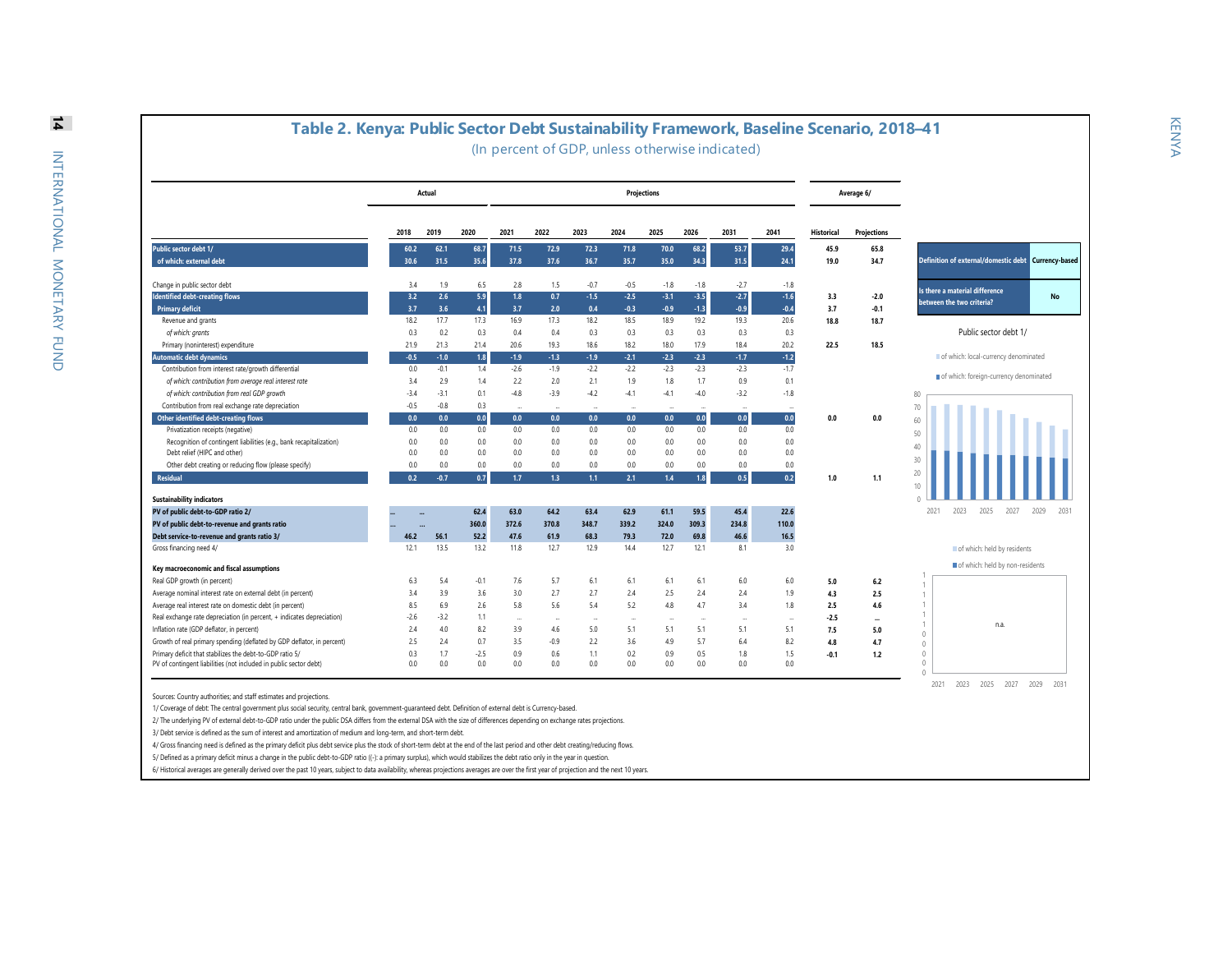# Table 2. Kenya: Public Sector Debt Sustainability Framework, Baseline Scenario, 2018–41

(In percent of GDP, unless otherwise indicated)

| | Actual | | | Projections | | | | | | | | Average 6/ | |
|---|---|---|---|---|---|---|---|---|---|---|---|---|---|
| | 2018 | 2019 | 2020 | 2021 | 2022 | 2023 | 2024 | 2025 | 2026 | 2031 | 2041 | Historical | Projections |
| **Public sector debt 1/** | 60.2 | 62.1 | 68.7 | 71.5 | 72.9 | 72.3 | 71.8 | 70.0 | 68.2 | 53.7 | 29.4 | 45.9 | 65.8 |
| of which: external debt | 30.6 | 31.5 | 35.6 | 37.8 | 37.6 | 36.7 | 35.7 | 35.0 | 34.3 | 31.5 | 24.1 | 19.0 | 34.7 |
| Change in public sector debt | 3.4 | 1.9 | 6.5 | 2.8 | 1.5 | -0.7 | -0.5 | -1.8 | -1.8 | -2.7 | -1.8 | | |
| **Identified debt-creating flows** | 3.2 | 2.6 | 5.9 | 1.8 | 0.7 | -1.5 | -2.5 | -3.1 | -3.5 | -2.7 | -1.6 | 3.3 | -2.0 |
| **Primary deficit** | 3.7 | 3.6 | 4.1 | 3.7 | 2.0 | 0.4 | -0.3 | -0.9 | -1.3 | -0.9 | -0.4 | 3.7 | -0.1 |
| Revenue and grants | 18.2 | 17.7 | 17.3 | 16.9 | 17.3 | 18.2 | 18.5 | 18.9 | 19.2 | 19.3 | 20.6 | 18.8 | 18.7 |
| *of which: grants* | 0.3 | 0.2 | 0.3 | 0.4 | 0.4 | 0.3 | 0.3 | 0.3 | 0.3 | 0.3 | 0.3 | | |
| Primary (noninterest) expenditure | 21.9 | 21.3 | 21.4 | 20.6 | 19.3 | 18.6 | 18.2 | 18.0 | 17.9 | 18.4 | 20.2 | 22.5 | 18.5 |
| **Automatic debt dynamics** | -0.5 | -1.0 | 1.8 | -1.9 | -1.3 | -1.9 | -2.1 | -2.3 | -2.3 | -1.7 | -1.2 | | |
| Contribution from interest rate/growth differential | 0.0 | -0.1 | 1.4 | -2.6 | -1.9 | -2.2 | -2.2 | -2.3 | -2.3 | -2.3 | -1.7 | | |
| *of which: contribution from average real interest rate* | 3.4 | 2.9 | 1.4 | 2.2 | 2.0 | 2.1 | 1.9 | 1.8 | 1.7 | 0.9 | 0.1 | | |
| *of which: contribution from real GDP growth* | -3.4 | -3.1 | 0.1 | -4.8 | -3.9 | -4.2 | -4.1 | -4.1 | -4.0 | -3.2 | -1.8 | | |
| Contribution from real exchange rate depreciation | -0.5 | -0.8 | 0.3 | ... | ... | ... | ... | ... | ... | ... | ... | | |
| **Other identified debt-creating flows** | 0.0 | 0.0 | 0.0 | 0.0 | 0.0 | 0.0 | 0.0 | 0.0 | 0.0 | 0.0 | 0.0 | 0.0 | 0.0 |
| Privatization receipts (negative) | 0.0 | 0.0 | 0.0 | 0.0 | 0.0 | 0.0 | 0.0 | 0.0 | 0.0 | 0.0 | 0.0 | | |
| Recognition of contingent liabilities (e.g., bank recapitalization) | 0.0 | 0.0 | 0.0 | 0.0 | 0.0 | 0.0 | 0.0 | 0.0 | 0.0 | 0.0 | 0.0 | | |
| Debt relief (HIPC and other) | 0.0 | 0.0 | 0.0 | 0.0 | 0.0 | 0.0 | 0.0 | 0.0 | 0.0 | 0.0 | 0.0 | | |
| Other debt creating or reducing flow (please specify) | 0.0 | 0.0 | 0.0 | 0.0 | 0.0 | 0.0 | 0.0 | 0.0 | 0.0 | 0.0 | 0.0 | | |
| **Residual** | 0.2 | -0.7 | 0.7 | 1.7 | 1.3 | 1.1 | 2.1 | 1.4 | 1.8 | 0.5 | 0.2 | 1.0 | 1.1 |
| **Sustainability indicators** | | | | | | | | | | | | | |
| **PV of public debt-to-GDP ratio 2/** | ... | ... | 62.4 | 63.0 | 64.2 | 63.4 | 62.9 | 61.1 | 59.5 | 45.4 | 22.6 | | |
| **PV of public debt-to-revenue and grants ratio** | ... | ... | 360.0 | 372.6 | 370.8 | 348.7 | 339.2 | 324.0 | 309.3 | 234.8 | 110.0 | | |
| **Debt service-to-revenue and grants ratio 3/** | 46.2 | 56.1 | 52.2 | 47.6 | 61.9 | 68.3 | 79.3 | 72.0 | 69.8 | 46.6 | 16.5 | | |
| Gross financing need 4/ | 12.1 | 13.5 | 13.2 | 11.8 | 12.7 | 12.9 | 14.4 | 12.7 | 12.1 | 8.1 | 3.0 | | |
| **Key macroeconomic and fiscal assumptions** | | | | | | | | | | | | | |
| Real GDP growth (in percent) | 6.3 | 5.4 | -0.1 | 7.6 | 5.7 | 6.1 | 6.1 | 6.1 | 6.1 | 6.0 | 6.0 | 5.0 | 6.2 |
| Average nominal interest rate on external debt (in percent) | 3.4 | 3.9 | 3.6 | 3.0 | 2.7 | 2.7 | 2.4 | 2.5 | 2.4 | 2.4 | 1.9 | 4.3 | 2.5 |
| Average real interest rate on domestic debt (in percent) | 8.5 | 6.9 | 2.6 | 5.8 | 5.6 | 5.4 | 5.2 | 4.8 | 4.7 | 3.4 | 1.8 | 2.5 | 4.6 |
| Real exchange rate depreciation (in percent, + indicates depreciation) | -2.6 | -3.2 | 1.1 | ... | ... | ... | ... | ... | ... | ... | ... | -2.5 | ... |
| Inflation rate (GDP deflator, in percent) | 2.4 | 4.0 | 8.2 | 3.9 | 4.6 | 5.0 | 5.1 | 5.1 | 5.1 | 5.1 | 5.1 | 7.5 | 5.0 |
| Growth of real primary spending (deflated by GDP deflator, in percent) | 2.5 | 2.4 | 0.7 | 3.5 | -0.9 | 2.2 | 3.6 | 4.9 | 5.7 | 6.4 | 8.2 | 4.8 | 4.7 |
| Primary deficit that stabilizes the debt-to-GDP ratio 5/ | 0.3 | 1.7 | -2.5 | 0.9 | 0.6 | 1.1 | 0.2 | 0.9 | 0.5 | 1.8 | 1.5 | -0.1 | 1.2 |
| PV of contingent liabilities (not included in public sector debt) | 0.0 | 0.0 | 0.0 | 0.0 | 0.0 | 0.0 | 0.0 | 0.0 | 0.0 | 0.0 | 0.0 | | |

| Definition of external/domestic debt | Currency-based |
|---|---|
| Is there a material difference between the two criteria? | No |

Public sector debt 1/

- of which: local-currency denominated
- of which: foreign-currency denominated

- of which: held by residents
- of which: held by non-residents

n.a.

Sources: Country authorities; and staff estimates and projections.

1/ Coverage of debt: The central government plus social security, central bank, government-guaranteed debt. Definition of external debt is Currency-based.

2/ The underlying PV of external debt-to-GDP ratio under the public DSA differs from the external DSA with the size of differences depending on exchange rates projections.

3/ Debt service is defined as the sum of interest and amortization of medium and long-term, and short-term debt.

4/ Gross financing need is defined as the primary deficit plus debt service plus the stock of short-term debt at the end of the last period and other debt creating/reducing flows.

5/ Defined as a primary deficit minus a change in the public debt-to-GDP ratio ((-): a primary surplus), which would stabilizes the debt ratio only in the year in question.

6/ Historical averages are generally derived over the past 10 years, subject to data availability, whereas projections averages are over the first year of projection and the next 10 years.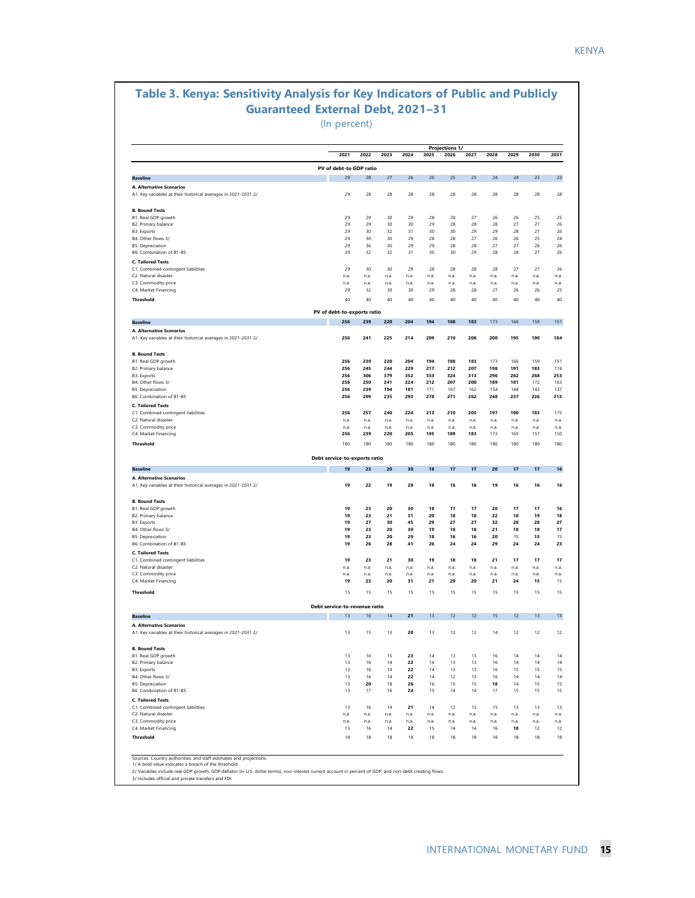## Table 3. Kenya: Sensitivity Analysis for Key Indicators of Public and Publicly Guaranteed External Debt, 2021–31

(In percent)

| | 2021 | 2022 | 2023 | 2024 | 2025 | 2026 | 2027 | 2028 | 2029 | 2030 | 2031 |
|---|---|---|---|---|---|---|---|---|---|---|---|
| | Projections 1/ | | | | | | | | | | |
| **PV of debt-to GDP ratio** | | | | | | | | | | | |
| **Baseline** | 29 | 28 | 27 | 26 | 26 | 25 | 25 | 24 | 24 | 23 | 23 |
| **A. Alternative Scenarios** | | | | | | | | | | | |
| A1. Key variables at their historical averages in 2021-2031 2/ | 29 | 28 | 28 | 28 | 28 | 28 | 28 | 28 | 28 | 28 | 28 |
| **B. Bound Tests** | | | | | | | | | | | |
| B1. Real GDP growth | 29 | 29 | 30 | 29 | 28 | 28 | 27 | 26 | 26 | 25 | 25 |
| B2. Primary balance | 29 | 29 | 30 | 30 | 29 | 28 | 28 | 28 | 27 | 27 | 26 |
| B3. Exports | 29 | 30 | 32 | 31 | 30 | 30 | 29 | 29 | 28 | 27 | 26 |
| B4. Other flows 3/ | 29 | 30 | 30 | 29 | 28 | 28 | 27 | 26 | 26 | 25 | 24 |
| B5. Depreciation | 29 | 36 | 30 | 29 | 29 | 28 | 28 | 27 | 27 | 26 | 26 |
| B6. Combination of B1-B5 | 29 | 32 | 32 | 31 | 30 | 30 | 29 | 28 | 28 | 27 | 26 |
| **C. Tailored Tests** | | | | | | | | | | | |
| C1. Combined contingent liabilities | 29 | 30 | 30 | 29 | 28 | 28 | 28 | 28 | 27 | 27 | 26 |
| C2. Natural disaster | n.a. | n.a. | n.a. | n.a. | n.a. | n.a. | n.a. | n.a. | n.a. | n.a. | n.a. |
| C3. Commodity price | n.a. | n.a. | n.a. | n.a. | n.a. | n.a. | n.a. | n.a. | n.a. | n.a. | n.a. |
| C4. Market Financing | 29 | 32 | 30 | 30 | 29 | 28 | 28 | 27 | 26 | 26 | 25 |
| **Threshold** | 40 | 40 | 40 | 40 | 40 | 40 | 40 | 40 | 40 | 40 | 40 |
| **PV of debt-to-exports ratio** | | | | | | | | | | | |
| **Baseline** | **256** | **239** | **220** | **204** | **194** | **188** | **183** | 173 | 166 | 159 | 151 |
| **A. Alternative Scenarios** | | | | | | | | | | | |
| A1. Key variables at their historical averages in 2021-2031 2/ | **256** | **241** | **225** | **214** | **209** | **210** | **208** | **200** | **195** | **190** | **184** |
| **B. Bound Tests** | | | | | | | | | | | |
| B1. Real GDP growth | **256** | **239** | **220** | **204** | **194** | **188** | **183** | 173 | 166 | 159 | 151 |
| B2. Primary balance | **256** | **245** | **244** | **229** | **217** | **212** | **207** | **198** | **191** | **183** | 174 |
| B3. Exports | **256** | **306** | **379** | **352** | **333** | **324** | **313** | **296** | **282** | **268** | **253** |
| B4. Other flows 3/ | **256** | **250** | **241** | **224** | **212** | **207** | **200** | **189** | **181** | 172 | 163 |
| B5. Depreciation | **256** | **239** | **194** | **181** | 171 | 167 | 162 | 154 | 148 | 143 | 137 |
| B6. Combination of B1-B5 | **256** | **299** | **235** | **293** | **278** | **271** | **262** | **248** | **237** | **226** | **215** |
| **C. Tailored Tests** | | | | | | | | | | | |
| C1. Combined contingent liabilities | **256** | **257** | **240** | **224** | **213** | **210** | **205** | **197** | **190** | **183** | 175 |
| C2. Natural disaster | n.a. | n.a. | n.a. | n.a. | n.a. | n.a. | n.a. | n.a. | n.a. | n.a. | n.a. |
| C3. Commodity price | n.a. | n.a. | n.a. | n.a. | n.a. | n.a. | n.a. | n.a. | n.a. | n.a. | n.a. |
| C4. Market Financing | **256** | **239** | **220** | **205** | **195** | **189** | **183** | 173 | 165 | 157 | 150 |
| **Threshold** | 180 | 180 | 180 | 180 | 180 | 180 | 180 | 180 | 180 | 180 | 180 |
| **Debt service-to-exports ratio** | | | | | | | | | | | |
| **Baseline** | **19** | **23** | **20** | **30** | **18** | **17** | **17** | **20** | **17** | **17** | **16** |
| **A. Alternative Scenarios** | | | | | | | | | | | |
| A1. Key variables at their historical averages in 2021-2031 2/ | **19** | **22** | **19** | **28** | **18** | **16** | **16** | **19** | **16** | **16** | **16** |
| **B. Bound Tests** | | | | | | | | | | | |
| B1. Real GDP growth | **19** | **23** | **20** | **30** | **18** | **17** | **17** | **20** | **17** | **17** | **16** |
| B2. Primary balance | **19** | **23** | **21** | **31** | **20** | **18** | **18** | **22** | **18** | **19** | **18** |
| B3. Exports | **19** | **27** | **30** | **45** | **29** | **27** | **27** | **32** | **28** | **28** | **27** |
| B4. Other flows 3/ | **19** | **23** | **20** | **30** | **19** | **18** | **18** | **21** | **18** | **18** | **17** |
| B5. Depreciation | **19** | **23** | **20** | **29** | **18** | **16** | **16** | **20** | 15 | **15** | 15 |
| B6. Combination of B1-B5 | **19** | **26** | **28** | **41** | **26** | **24** | **24** | **29** | **24** | **24** | **23** |
| **C. Tailored Tests** | | | | | | | | | | | |
| C1. Combined contingent liabilities | **19** | **23** | **21** | **30** | **19** | **18** | **18** | **21** | **17** | **17** | **17** |
| C2. Natural disaster | n.a. | n.a. | n.a. | n.a. | n.a. | n.a. | n.a. | n.a. | n.a. | n.a. | n.a. |
| C3. Commodity price | n.a. | n.a. | n.a. | n.a. | n.a. | n.a. | n.a. | n.a. | n.a. | n.a. | n.a. |
| C4. Market Financing | **19** | **23** | **20** | **31** | **21** | **20** | **20** | **21** | **24** | **15** | 15 |
| **Threshold** | 15 | 15 | 15 | 15 | 15 | 15 | 15 | 15 | 15 | 15 | 15 |
| **Debt service-to-revenue ratio** | | | | | | | | | | | |
| **Baseline** | 13 | 16 | 14 | **21** | 13 | 12 | 12 | 15 | 12 | 13 | 13 |
| **A. Alternative Scenarios** | | | | | | | | | | | |
| A1. Key variables at their historical averages in 2021-2031 2/ | 13 | 15 | 13 | **20** | 13 | 12 | 12 | 14 | 12 | 12 | 12 |
| **B. Bound Tests** | | | | | | | | | | | |
| B1. Real GDP growth | 13 | 16 | 15 | **23** | 14 | 13 | 13 | 16 | 14 | 14 | 14 |
| B2. Primary balance | 13 | 16 | 14 | **22** | 14 | 13 | 13 | 16 | 14 | 14 | 14 |
| B3. Exports | 13 | 16 | 14 | **22** | 14 | 13 | 13 | 16 | 15 | 15 | 15 |
| B4. Other flows 3/ | 13 | 16 | 14 | **22** | 14 | 12 | 13 | 16 | 14 | 14 | 14 |
| B5. Depreciation | 13 | **20** | 18 | **26** | 16 | 15 | 15 | **18** | 14 | 15 | 15 |
| B6. Combination of B1-B5 | 13 | 17 | 16 | **24** | 15 | 14 | 14 | 17 | 15 | 15 | 15 |
| **C. Tailored Tests** | | | | | | | | | | | |
| C1. Combined contingent liabilities | 13 | 16 | 14 | **21** | 14 | 12 | 13 | 15 | 13 | 13 | 13 |
| C2. Natural disaster | n.a. | n.a. | n.a. | n.a. | n.a. | n.a. | n.a. | n.a. | n.a. | n.a. | n.a. |
| C3. Commodity price | n.a. | n.a. | n.a. | n.a. | n.a. | n.a. | n.a. | n.a. | n.a. | n.a. | n.a. |
| C4. Market Financing | 13 | 16 | 14 | **22** | 15 | 14 | 14 | 16 | **18** | 12 | 12 |
| **Threshold** | 18 | 18 | 18 | 18 | 18 | 18 | 18 | 18 | 18 | 18 | 18 |

Sources: Country authorities; and staff estimates and projections.
1/ A bold value indicates a breach of the threshold.
2/ Variables include real GDP growth, GDP deflator (in U.S. dollar terms), non-interest current account in percent of GDP, and non-debt creating flows.
3/ Includes official and private transfers and FDI.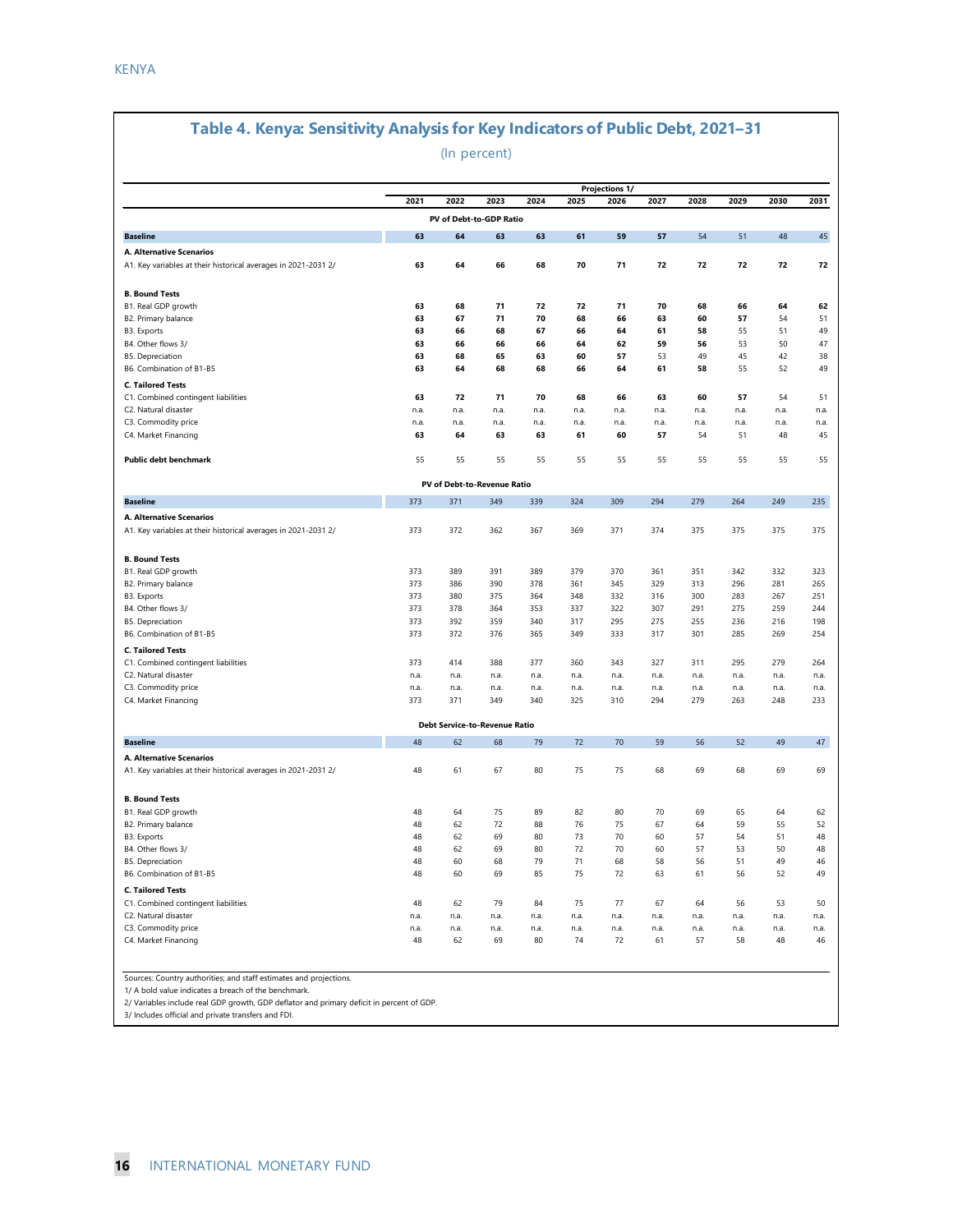## Table 4. Kenya: Sensitivity Analysis for Key Indicators of Public Debt, 2021–31

(In percent)

| | 2021 | 2022 | 2023 | 2024 | 2025 | 2026 | 2027 | 2028 | 2029 | 2030 | 2031 |
|---|---|---|---|---|---|---|---|---|---|---|---|
| | | Projections 1/ | | | | | | | | | |
| **PV of Debt-to-GDP Ratio** | | | | | | | | | | | |
| **Baseline** | **63** | **64** | **63** | **63** | **61** | **59** | **57** | 54 | 51 | 48 | 45 |
| **A. Alternative Scenarios** | | | | | | | | | | | |
| A1. Key variables at their historical averages in 2021-2031 2/ | **63** | **64** | **66** | **68** | **70** | **71** | **72** | **72** | **72** | **72** | **72** |
| **B. Bound Tests** | | | | | | | | | | | |
| B1. Real GDP growth | **63** | **68** | **71** | **72** | **72** | **71** | **70** | **68** | **66** | **64** | **62** |
| B2. Primary balance | **63** | **67** | **71** | **70** | **68** | **66** | **63** | **60** | **57** | 54 | 51 |
| B3. Exports | **63** | **66** | **68** | **67** | **66** | **64** | **61** | **58** | 55 | 51 | 49 |
| B4. Other flows 3/ | **63** | **66** | **66** | **66** | **64** | **62** | **59** | **56** | 53 | 50 | 47 |
| B5. Depreciation | **63** | **68** | **65** | **63** | **60** | **57** | 53 | 49 | 45 | 42 | 38 |
| B6. Combination of B1-B5 | **63** | **64** | **68** | **68** | **66** | **64** | **61** | **58** | 55 | 52 | 49 |
| **C. Tailored Tests** | | | | | | | | | | | |
| C1. Combined contingent liabilities | **63** | **72** | **71** | **70** | **68** | **66** | **63** | **60** | **57** | 54 | 51 |
| C2. Natural disaster | n.a. | n.a. | n.a. | n.a. | n.a. | n.a. | n.a. | n.a. | n.a. | n.a. | n.a. |
| C3. Commodity price | n.a. | n.a. | n.a. | n.a. | n.a. | n.a. | n.a. | n.a. | n.a. | n.a. | n.a. |
| C4. Market Financing | **63** | **64** | **63** | **63** | **61** | **60** | **57** | 54 | 51 | 48 | 45 |
| **Public debt benchmark** | 55 | 55 | 55 | 55 | 55 | 55 | 55 | 55 | 55 | 55 | 55 |
| **PV of Debt-to-Revenue Ratio** | | | | | | | | | | | |
| **Baseline** | 373 | 371 | 349 | 339 | 324 | 309 | 294 | 279 | 264 | 249 | 235 |
| **A. Alternative Scenarios** | | | | | | | | | | | |
| A1. Key variables at their historical averages in 2021-2031 2/ | 373 | 372 | 362 | 367 | 369 | 371 | 374 | 375 | 375 | 375 | 375 |
| **B. Bound Tests** | | | | | | | | | | | |
| B1. Real GDP growth | 373 | 389 | 391 | 389 | 379 | 370 | 361 | 351 | 342 | 332 | 323 |
| B2. Primary balance | 373 | 386 | 390 | 378 | 361 | 345 | 329 | 313 | 296 | 281 | 265 |
| B3. Exports | 373 | 380 | 375 | 364 | 348 | 332 | 316 | 300 | 283 | 267 | 251 |
| B4. Other flows 3/ | 373 | 378 | 364 | 353 | 337 | 322 | 307 | 291 | 275 | 259 | 244 |
| B5. Depreciation | 373 | 392 | 359 | 340 | 317 | 295 | 275 | 255 | 236 | 216 | 198 |
| B6. Combination of B1-B5 | 373 | 372 | 376 | 365 | 349 | 333 | 317 | 301 | 285 | 269 | 254 |
| **C. Tailored Tests** | | | | | | | | | | | |
| C1. Combined contingent liabilities | 373 | 414 | 388 | 377 | 360 | 343 | 327 | 311 | 295 | 279 | 264 |
| C2. Natural disaster | n.a. | n.a. | n.a. | n.a. | n.a. | n.a. | n.a. | n.a. | n.a. | n.a. | n.a. |
| C3. Commodity price | n.a. | n.a. | n.a. | n.a. | n.a. | n.a. | n.a. | n.a. | n.a. | n.a. | n.a. |
| C4. Market Financing | 373 | 371 | 349 | 340 | 325 | 310 | 294 | 279 | 263 | 248 | 233 |
| **Debt Service-to-Revenue Ratio** | | | | | | | | | | | |
| **Baseline** | 48 | 62 | 68 | 79 | 72 | 70 | 59 | 56 | 52 | 49 | 47 |
| **A. Alternative Scenarios** | | | | | | | | | | | |
| A1. Key variables at their historical averages in 2021-2031 2/ | 48 | 61 | 67 | 80 | 75 | 75 | 68 | 69 | 68 | 69 | 69 |
| **B. Bound Tests** | | | | | | | | | | | |
| B1. Real GDP growth | 48 | 64 | 75 | 89 | 82 | 80 | 70 | 69 | 65 | 64 | 62 |
| B2. Primary balance | 48 | 62 | 72 | 88 | 76 | 75 | 67 | 64 | 59 | 55 | 52 |
| B3. Exports | 48 | 62 | 69 | 80 | 73 | 70 | 60 | 57 | 54 | 51 | 48 |
| B4. Other flows 3/ | 48 | 62 | 69 | 80 | 72 | 70 | 60 | 57 | 53 | 50 | 48 |
| B5. Depreciation | 48 | 60 | 68 | 79 | 71 | 68 | 58 | 56 | 51 | 49 | 46 |
| B6. Combination of B1-B5 | 48 | 60 | 69 | 85 | 75 | 72 | 63 | 61 | 56 | 52 | 49 |
| **C. Tailored Tests** | | | | | | | | | | | |
| C1. Combined contingent liabilities | 48 | 62 | 79 | 84 | 75 | 77 | 67 | 64 | 56 | 53 | 50 |
| C2. Natural disaster | n.a. | n.a. | n.a. | n.a. | n.a. | n.a. | n.a. | n.a. | n.a. | n.a. | n.a. |
| C3. Commodity price | n.a. | n.a. | n.a. | n.a. | n.a. | n.a. | n.a. | n.a. | n.a. | n.a. | n.a. |
| C4. Market Financing | 48 | 62 | 69 | 80 | 74 | 72 | 61 | 57 | 58 | 48 | 46 |

Sources: Country authorities; and staff estimates and projections.

1/ A bold value indicates a breach of the benchmark.

2/ Variables include real GDP growth, GDP deflator and primary deficit in percent of GDP.

3/ Includes official and private transfers and FDI.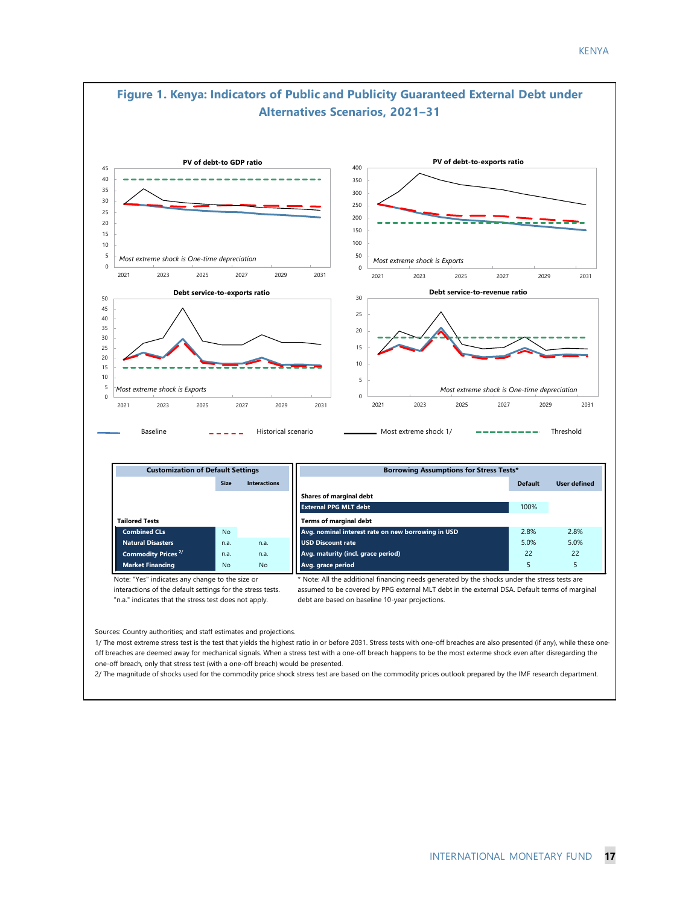## Figure 1. Kenya: Indicators of Public and Publicity Guaranteed External Debt under Alternatives Scenarios, 2021–31

**PV of debt-to GDP ratio**

*Most extreme shock is One-time depreciation*

**PV of debt-to-exports ratio**

*Most extreme shock is Exports*

**Debt service-to-exports ratio**

*Most extreme shock is Exports*

**Debt service-to-revenue ratio**

*Most extreme shock is One-time depreciation*

Baseline — Historical scenario — Most extreme shock 1/ — Threshold

| Customization of Default Settings | | |
|---|---|---|
| | Size | Interactions |
| **Tailored Tests** | | |
| Combined CLs | No | |
| Natural Disasters | n.a. | n.a. |
| Commodity Prices [2/] | n.a. | n.a. |
| Market Financing | No | No |

Note: "Yes" indicates any change to the size or interactions of the default settings for the stress tests. "n.a." indicates that the stress test does not apply.

| Borrowing Assumptions for Stress Tests* | | |
|---|---|---|
| | Default | User defined |
| **Shares of marginal debt** | | |
| External PPG MLT debt | 100% | |
| **Terms of marginal debt** | | |
| Avg. nominal interest rate on new borrowing in USD | 2.8% | 2.8% |
| USD Discount rate | 5.0% | 5.0% |
| Avg. maturity (incl. grace period) | 22 | 22 |
| Avg. grace period | 5 | 5 |

* Note: All the additional financing needs generated by the shocks under the stress tests are assumed to be covered by PPG external MLT debt in the external DSA. Default terms of marginal debt are based on baseline 10-year projections.

Sources: Country authorities; and staff estimates and projections.

1/ The most extreme stress test is the test that yields the highest ratio in or before 2031. Stress tests with one-off breaches are also presented (if any), while these one-off breaches are deemed away for mechanical signals. When a stress test with a one-off breach happens to be the most exterme shock even after disregarding the one-off breach, only that stress test (with a one-off breach) would be presented.

2/ The magnitude of shocks used for the commodity price shock stress test are based on the commodity prices outlook prepared by the IMF research department.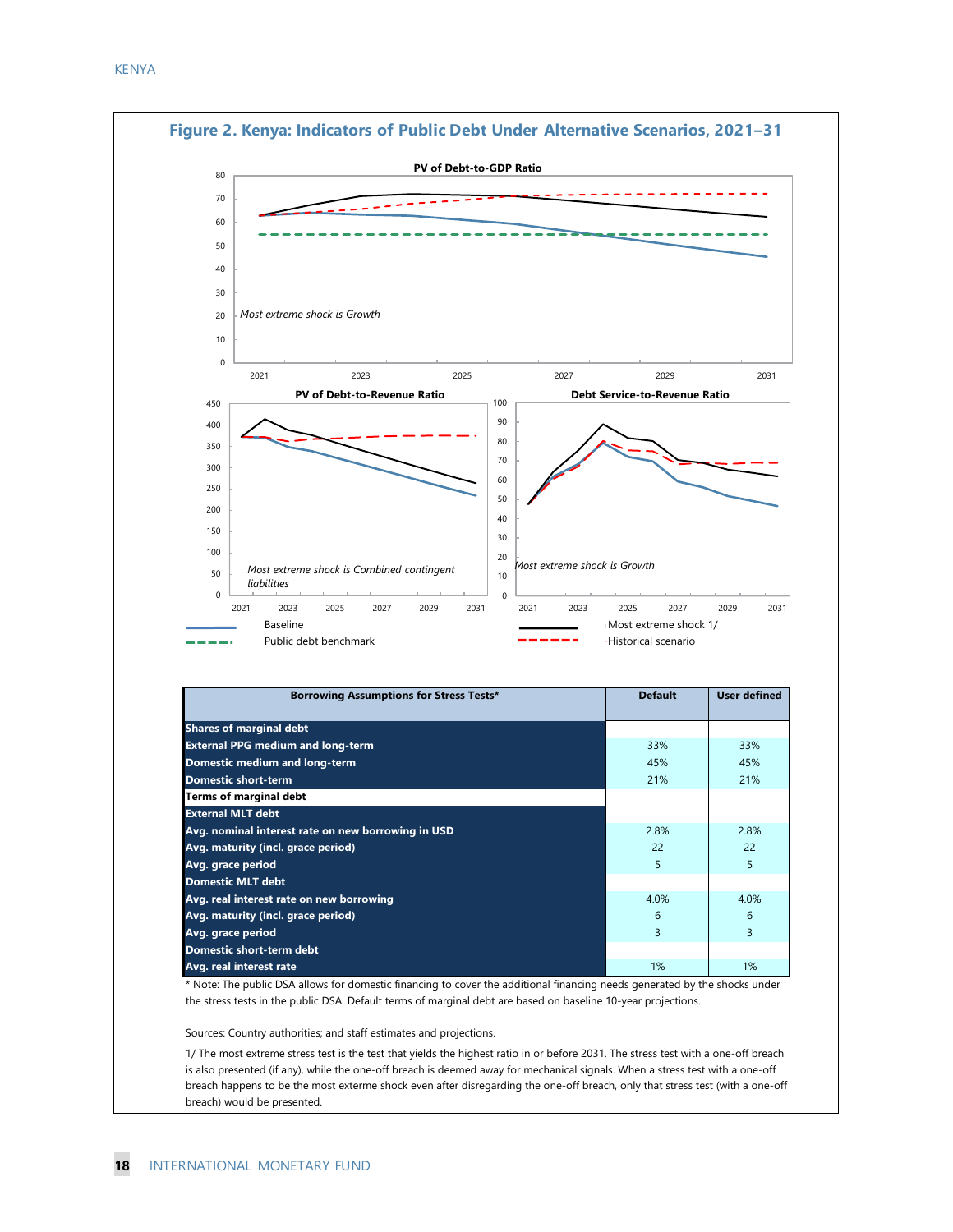## Figure 2. Kenya: Indicators of Public Debt Under Alternative Scenarios, 2021–31

**PV of Debt-to-GDP Ratio**

*Most extreme shock is Growth*

**PV of Debt-to-Revenue Ratio**

*Most extreme shock is Combined contingent liabilities*

**Debt Service-to-Revenue Ratio**

*Most extreme shock is Growth*

Baseline | Most extreme shock 1/ | Public debt benchmark | Historical scenario

| Borrowing Assumptions for Stress Tests* | Default | User defined |
|---|---|---|
| **Shares of marginal debt** | | |
| **External PPG medium and long-term** | 33% | 33% |
| **Domestic medium and long-term** | 45% | 45% |
| **Domestic short-term** | 21% | 21% |
| **Terms of marginal debt** | | |
| **External MLT debt** | | |
| **Avg. nominal interest rate on new borrowing in USD** | 2.8% | 2.8% |
| **Avg. maturity (incl. grace period)** | 22 | 22 |
| **Avg. grace period** | 5 | 5 |
| **Domestic MLT debt** | | |
| **Avg. real interest rate on new borrowing** | 4.0% | 4.0% |
| **Avg. maturity (incl. grace period)** | 6 | 6 |
| **Avg. grace period** | 3 | 3 |
| **Domestic short-term debt** | | |
| **Avg. real interest rate** | 1% | 1% |

\* Note: The public DSA allows for domestic financing to cover the additional financing needs generated by the shocks under the stress tests in the public DSA. Default terms of marginal debt are based on baseline 10-year projections.

Sources: Country authorities; and staff estimates and projections.

1/ The most extreme stress test is the test that yields the highest ratio in or before 2031. The stress test with a one-off breach is also presented (if any), while the one-off breach is deemed away for mechanical signals. When a stress test with a one-off breach happens to be the most exterme shock even after disregarding the one-off breach, only that stress test (with a one-off breach) would be presented.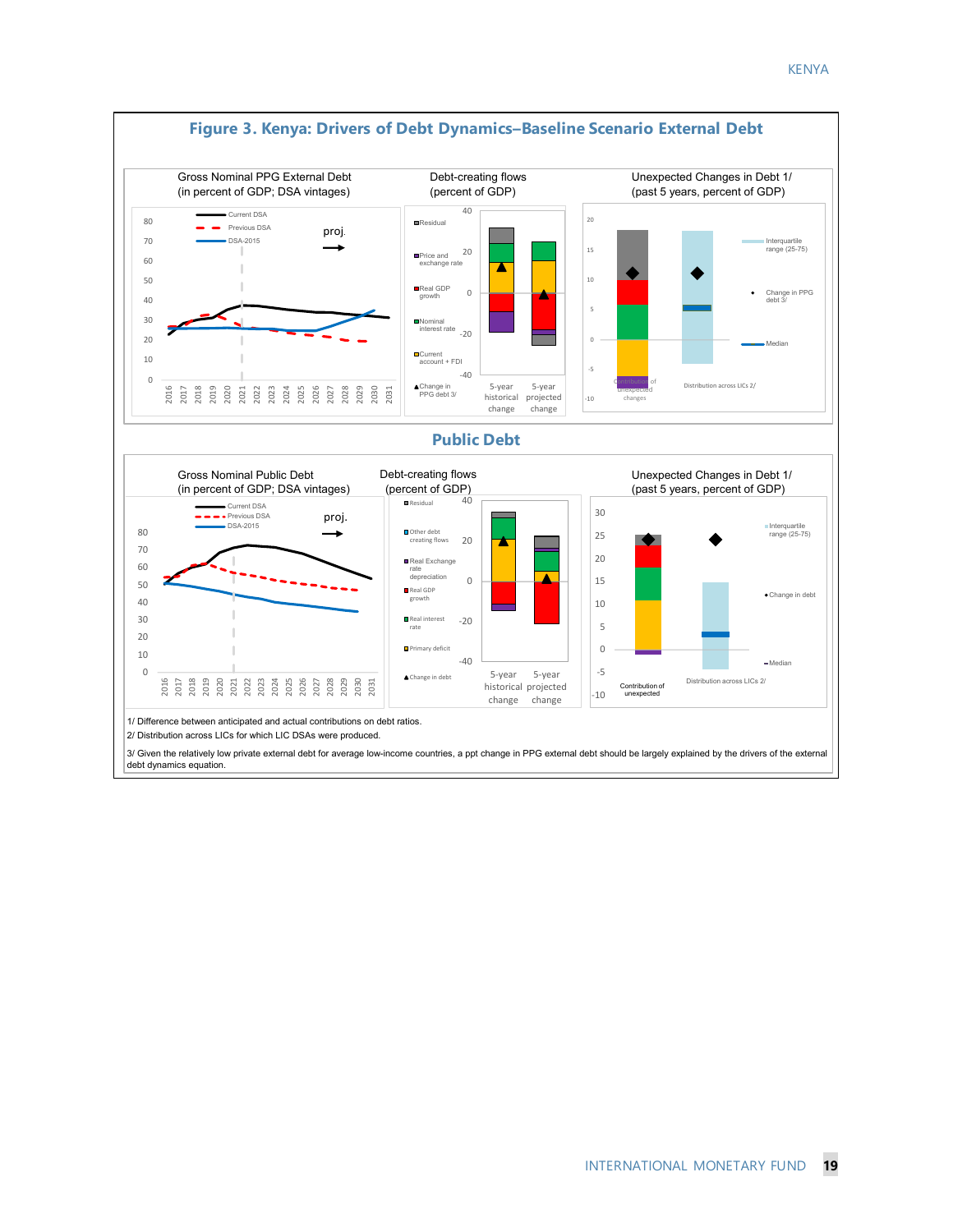# Figure 3. Kenya: Drivers of Debt Dynamics–Baseline Scenario External Debt

Gross Nominal PPG External Debt (in percent of GDP; DSA vintages)

Debt-creating flows (percent of GDP)

Unexpected Changes in Debt 1/ (past 5 years, percent of GDP)

## Public Debt

Gross Nominal Public Debt (in percent of GDP; DSA vintages)

Debt-creating flows (percent of GDP)

Unexpected Changes in Debt 1/ (past 5 years, percent of GDP)

1/ Difference between anticipated and actual contributions on debt ratios.

2/ Distribution across LICs for which LIC DSAs were produced.

3/ Given the relatively low private external debt for average low-income countries, a ppt change in PPG external debt should be largely explained by the drivers of the external debt dynamics equation.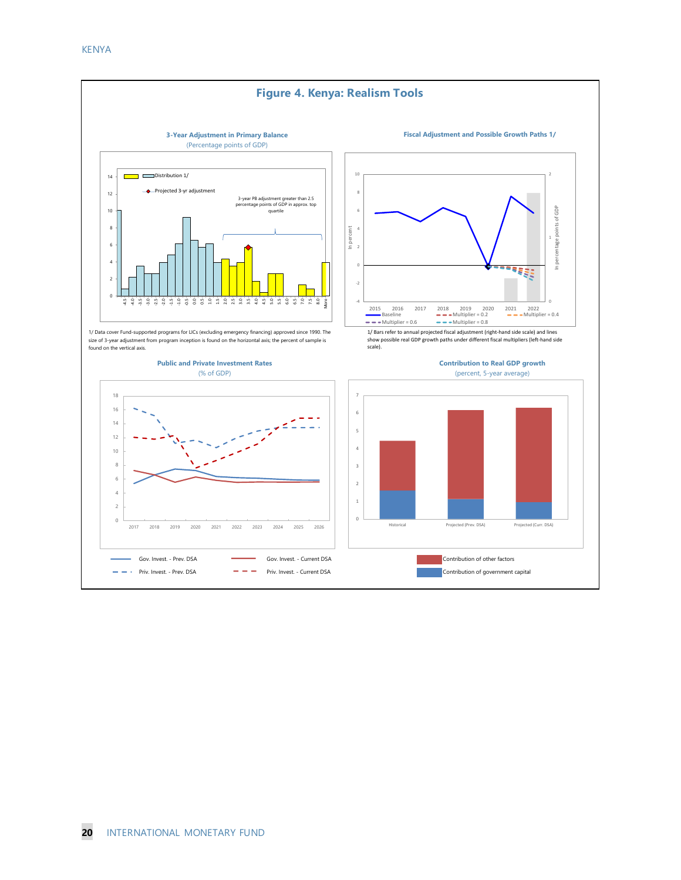# Figure 4. Kenya: Realism Tools

**3-Year Adjustment in Primary Balance**
(Percentage points of GDP)

1/ Data cover Fund-supported programs for LICs (excluding emergency financing) approved since 1990. The size of 3-year adjustment from program inception is found on the horizontal axis; the percent of sample is found on the vertical axis.

**Fiscal Adjustment and Possible Growth Paths 1/**

1/ Bars refer to annual projected fiscal adjustment (right-hand side scale) and lines show possible real GDP growth paths under different fiscal multipliers (left-hand side scale).

**Public and Private Investment Rates**
(% of GDP)

**Contribution to Real GDP growth**
(percent, 5-year average)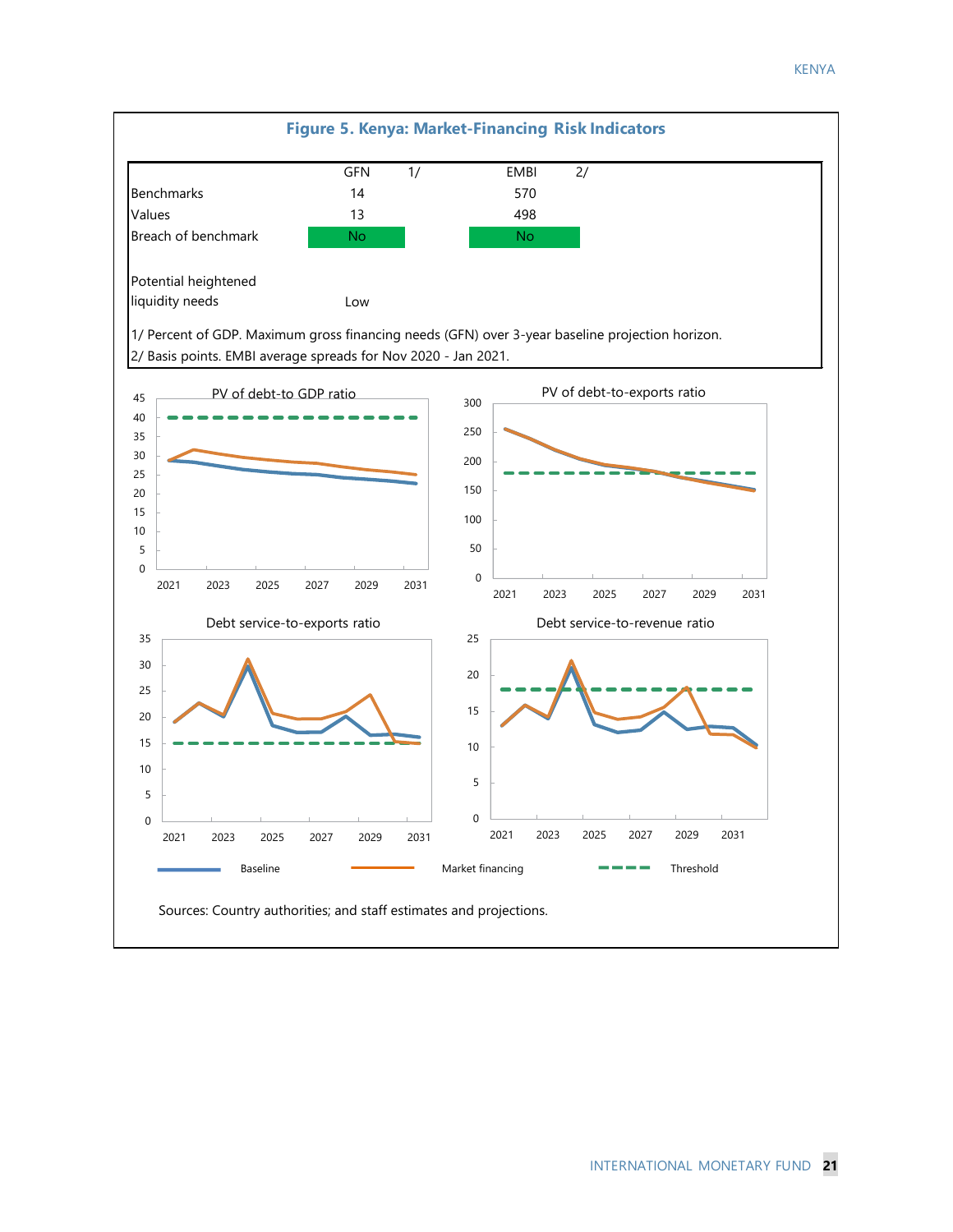# Figure 5. Kenya: Market-Financing Risk Indicators

| | GFN 1/ | EMBI 2/ |
|---|---|---|
| Benchmarks | 14 | 570 |
| Values | 13 | 498 |
| Breach of benchmark | No | No |
| | | |
| Potential heightened liquidity needs | Low | |

1/ Percent of GDP. Maximum gross financing needs (GFN) over 3-year baseline projection horizon.
2/ Basis points. EMBI average spreads for Nov 2020 - Jan 2021.

PV of debt-to GDP ratio

PV of debt-to-exports ratio

Debt service-to-exports ratio

Debt service-to-revenue ratio

Baseline — Market financing — Threshold

Sources: Country authorities; and staff estimates and projections.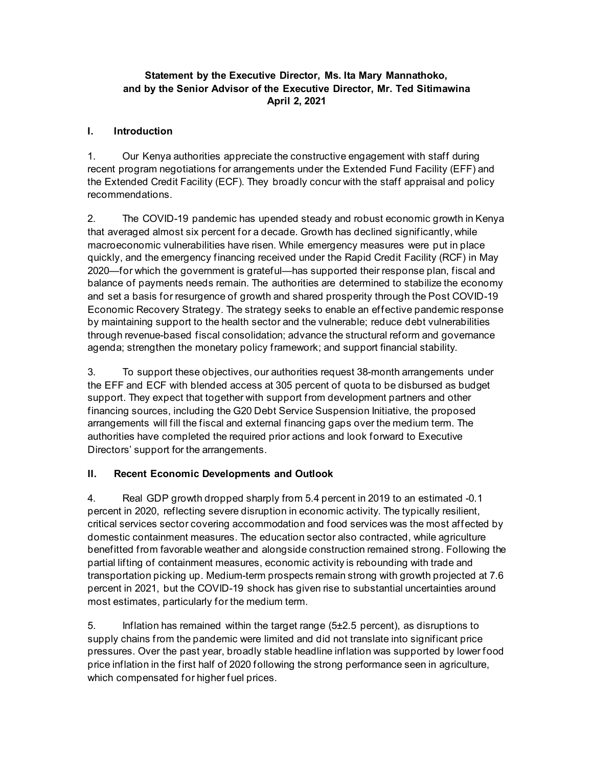**Statement by the Executive Director, Ms. Ita Mary Mannathoko, and by the Senior Advisor of the Executive Director, Mr. Ted Sitimawina**
**April 2, 2021**

## I. Introduction

1. Our Kenya authorities appreciate the constructive engagement with staff during recent program negotiations for arrangements under the Extended Fund Facility (EFF) and the Extended Credit Facility (ECF). They broadly concur with the staff appraisal and policy recommendations.

2. The COVID-19 pandemic has upended steady and robust economic growth in Kenya that averaged almost six percent for a decade. Growth has declined significantly, while macroeconomic vulnerabilities have risen. While emergency measures were put in place quickly, and the emergency financing received under the Rapid Credit Facility (RCF) in May 2020—for which the government is grateful—has supported their response plan, fiscal and balance of payments needs remain. The authorities are determined to stabilize the economy and set a basis for resurgence of growth and shared prosperity through the Post COVID-19 Economic Recovery Strategy. The strategy seeks to enable an effective pandemic response by maintaining support to the health sector and the vulnerable; reduce debt vulnerabilities through revenue-based fiscal consolidation; advance the structural reform and governance agenda; strengthen the monetary policy framework; and support financial stability.

3. To support these objectives, our authorities request 38-month arrangements under the EFF and ECF with blended access at 305 percent of quota to be disbursed as budget support. They expect that together with support from development partners and other financing sources, including the G20 Debt Service Suspension Initiative, the proposed arrangements will fill the fiscal and external financing gaps over the medium term. The authorities have completed the required prior actions and look forward to Executive Directors' support for the arrangements.

## II. Recent Economic Developments and Outlook

4. Real GDP growth dropped sharply from 5.4 percent in 2019 to an estimated -0.1 percent in 2020, reflecting severe disruption in economic activity. The typically resilient, critical services sector covering accommodation and food services was the most affected by domestic containment measures. The education sector also contracted, while agriculture benefitted from favorable weather and alongside construction remained strong. Following the partial lifting of containment measures, economic activity is rebounding with trade and transportation picking up. Medium-term prospects remain strong with growth projected at 7.6 percent in 2021, but the COVID-19 shock has given rise to substantial uncertainties around most estimates, particularly for the medium term.

5. Inflation has remained within the target range (5±2.5 percent), as disruptions to supply chains from the pandemic were limited and did not translate into significant price pressures. Over the past year, broadly stable headline inflation was supported by lower food price inflation in the first half of 2020 following the strong performance seen in agriculture, which compensated for higher fuel prices.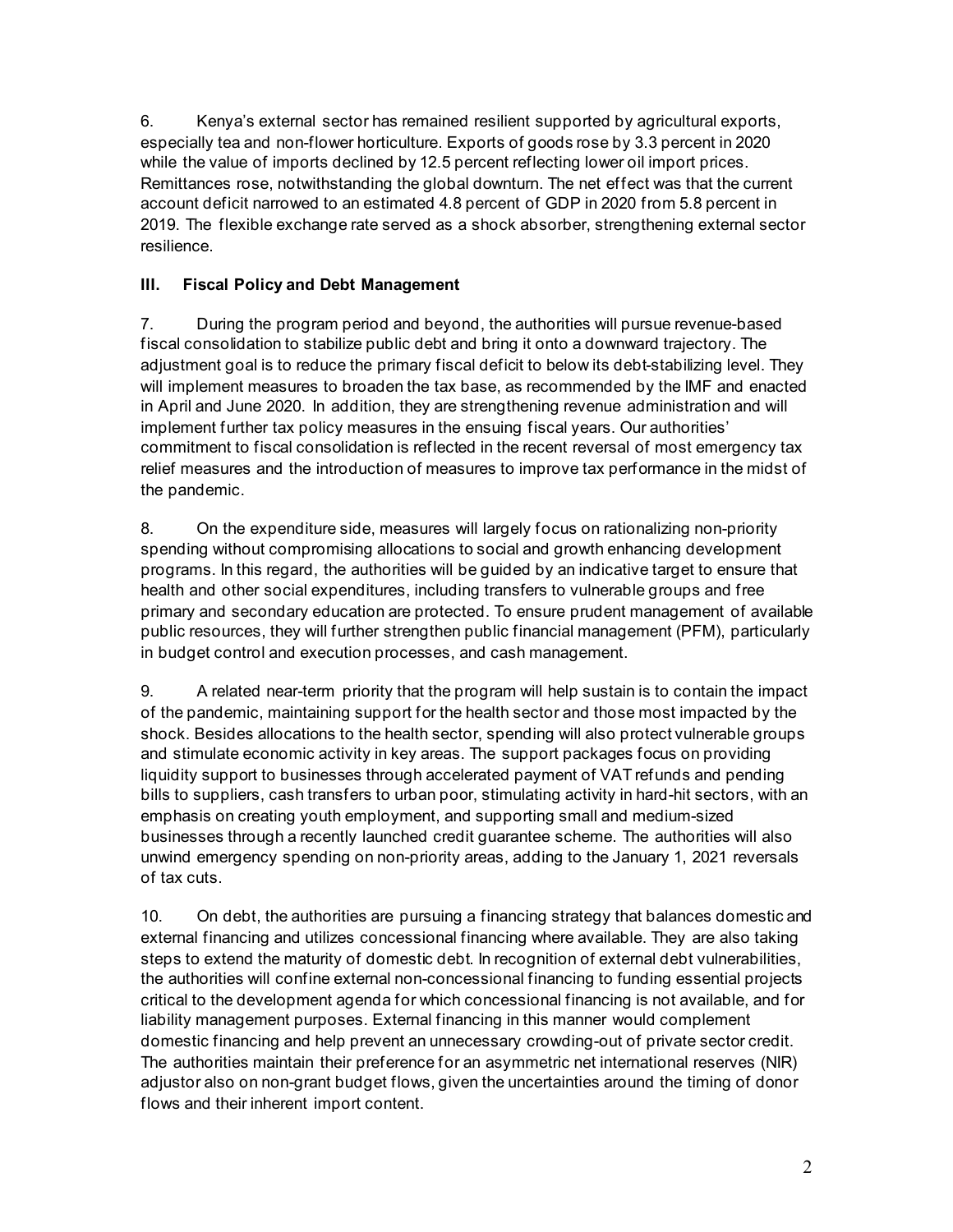6. Kenya's external sector has remained resilient supported by agricultural exports, especially tea and non-flower horticulture. Exports of goods rose by 3.3 percent in 2020 while the value of imports declined by 12.5 percent reflecting lower oil import prices. Remittances rose, notwithstanding the global downturn. The net effect was that the current account deficit narrowed to an estimated 4.8 percent of GDP in 2020 from 5.8 percent in 2019. The flexible exchange rate served as a shock absorber, strengthening external sector resilience.

### III. Fiscal Policy and Debt Management

7. During the program period and beyond, the authorities will pursue revenue-based fiscal consolidation to stabilize public debt and bring it onto a downward trajectory. The adjustment goal is to reduce the primary fiscal deficit to below its debt-stabilizing level. They will implement measures to broaden the tax base, as recommended by the IMF and enacted in April and June 2020. In addition, they are strengthening revenue administration and will implement further tax policy measures in the ensuing fiscal years. Our authorities' commitment to fiscal consolidation is reflected in the recent reversal of most emergency tax relief measures and the introduction of measures to improve tax performance in the midst of the pandemic.

8. On the expenditure side, measures will largely focus on rationalizing non-priority spending without compromising allocations to social and growth enhancing development programs. In this regard, the authorities will be guided by an indicative target to ensure that health and other social expenditures, including transfers to vulnerable groups and free primary and secondary education are protected. To ensure prudent management of available public resources, they will further strengthen public financial management (PFM), particularly in budget control and execution processes, and cash management.

9. A related near-term priority that the program will help sustain is to contain the impact of the pandemic, maintaining support for the health sector and those most impacted by the shock. Besides allocations to the health sector, spending will also protect vulnerable groups and stimulate economic activity in key areas. The support packages focus on providing liquidity support to businesses through accelerated payment of VAT refunds and pending bills to suppliers, cash transfers to urban poor, stimulating activity in hard-hit sectors, with an emphasis on creating youth employment, and supporting small and medium-sized businesses through a recently launched credit guarantee scheme. The authorities will also unwind emergency spending on non-priority areas, adding to the January 1, 2021 reversals of tax cuts.

10. On debt, the authorities are pursuing a financing strategy that balances domestic and external financing and utilizes concessional financing where available. They are also taking steps to extend the maturity of domestic debt. In recognition of external debt vulnerabilities, the authorities will confine external non-concessional financing to funding essential projects critical to the development agenda for which concessional financing is not available, and for liability management purposes. External financing in this manner would complement domestic financing and help prevent an unnecessary crowding-out of private sector credit. The authorities maintain their preference for an asymmetric net international reserves (NIR) adjustor also on non-grant budget flows, given the uncertainties around the timing of donor flows and their inherent import content.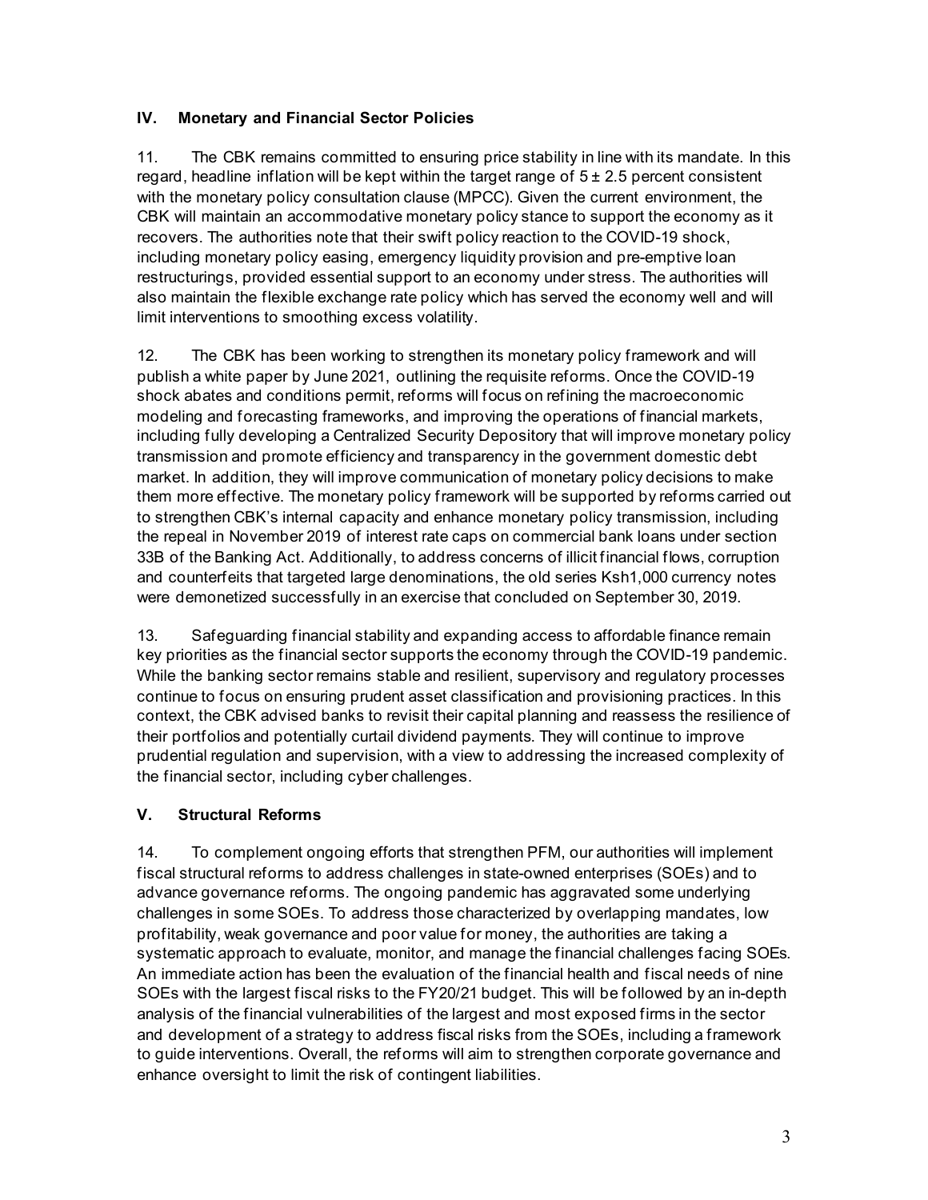## IV. Monetary and Financial Sector Policies

11. The CBK remains committed to ensuring price stability in line with its mandate. In this regard, headline inflation will be kept within the target range of $5 \pm 2.5$ percent consistent with the monetary policy consultation clause (MPCC). Given the current environment, the CBK will maintain an accommodative monetary policy stance to support the economy as it recovers. The authorities note that their swift policy reaction to the COVID-19 shock, including monetary policy easing, emergency liquidity provision and pre-emptive loan restructurings, provided essential support to an economy under stress. The authorities will also maintain the flexible exchange rate policy which has served the economy well and will limit interventions to smoothing excess volatility.

12. The CBK has been working to strengthen its monetary policy framework and will publish a white paper by June 2021, outlining the requisite reforms. Once the COVID-19 shock abates and conditions permit, reforms will focus on refining the macroeconomic modeling and forecasting frameworks, and improving the operations of financial markets, including fully developing a Centralized Security Depository that will improve monetary policy transmission and promote efficiency and transparency in the government domestic debt market. In addition, they will improve communication of monetary policy decisions to make them more effective. The monetary policy framework will be supported by reforms carried out to strengthen CBK's internal capacity and enhance monetary policy transmission, including the repeal in November 2019 of interest rate caps on commercial bank loans under section 33B of the Banking Act. Additionally, to address concerns of illicit financial flows, corruption and counterfeits that targeted large denominations, the old series Ksh1,000 currency notes were demonetized successfully in an exercise that concluded on September 30, 2019.

13. Safeguarding financial stability and expanding access to affordable finance remain key priorities as the financial sector supports the economy through the COVID-19 pandemic. While the banking sector remains stable and resilient, supervisory and regulatory processes continue to focus on ensuring prudent asset classification and provisioning practices. In this context, the CBK advised banks to revisit their capital planning and reassess the resilience of their portfolios and potentially curtail dividend payments. They will continue to improve prudential regulation and supervision, with a view to addressing the increased complexity of the financial sector, including cyber challenges.

## V. Structural Reforms

14. To complement ongoing efforts that strengthen PFM, our authorities will implement fiscal structural reforms to address challenges in state-owned enterprises (SOEs) and to advance governance reforms. The ongoing pandemic has aggravated some underlying challenges in some SOEs. To address those characterized by overlapping mandates, low profitability, weak governance and poor value for money, the authorities are taking a systematic approach to evaluate, monitor, and manage the financial challenges facing SOEs. An immediate action has been the evaluation of the financial health and fiscal needs of nine SOEs with the largest fiscal risks to the FY20/21 budget. This will be followed by an in-depth analysis of the financial vulnerabilities of the largest and most exposed firms in the sector and development of a strategy to address fiscal risks from the SOEs, including a framework to guide interventions. Overall, the reforms will aim to strengthen corporate governance and enhance oversight to limit the risk of contingent liabilities.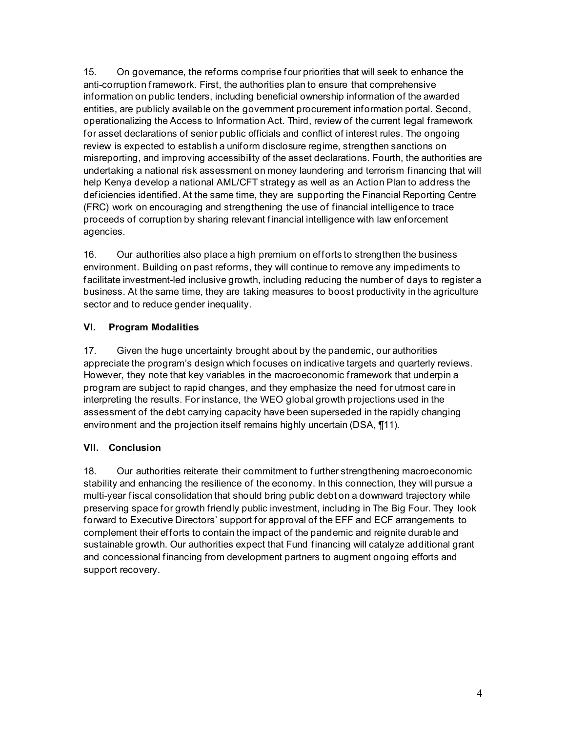15. On governance, the reforms comprise four priorities that will seek to enhance the anti-corruption framework. First, the authorities plan to ensure that comprehensive information on public tenders, including beneficial ownership information of the awarded entities, are publicly available on the government procurement information portal. Second, operationalizing the Access to Information Act. Third, review of the current legal framework for asset declarations of senior public officials and conflict of interest rules. The ongoing review is expected to establish a uniform disclosure regime, strengthen sanctions on misreporting, and improving accessibility of the asset declarations. Fourth, the authorities are undertaking a national risk assessment on money laundering and terrorism financing that will help Kenya develop a national AML/CFT strategy as well as an Action Plan to address the deficiencies identified. At the same time, they are supporting the Financial Reporting Centre (FRC) work on encouraging and strengthening the use of financial intelligence to trace proceeds of corruption by sharing relevant financial intelligence with law enforcement agencies.

16. Our authorities also place a high premium on efforts to strengthen the business environment. Building on past reforms, they will continue to remove any impediments to facilitate investment-led inclusive growth, including reducing the number of days to register a business. At the same time, they are taking measures to boost productivity in the agriculture sector and to reduce gender inequality.

## VI. Program Modalities

17. Given the huge uncertainty brought about by the pandemic, our authorities appreciate the program's design which focuses on indicative targets and quarterly reviews. However, they note that key variables in the macroeconomic framework that underpin a program are subject to rapid changes, and they emphasize the need for utmost care in interpreting the results. For instance, the WEO global growth projections used in the assessment of the debt carrying capacity have been superseded in the rapidly changing environment and the projection itself remains highly uncertain (DSA, ¶11).

## VII. Conclusion

18. Our authorities reiterate their commitment to further strengthening macroeconomic stability and enhancing the resilience of the economy. In this connection, they will pursue a multi-year fiscal consolidation that should bring public debt on a downward trajectory while preserving space for growth friendly public investment, including in The Big Four. They look forward to Executive Directors' support for approval of the EFF and ECF arrangements to complement their efforts to contain the impact of the pandemic and reignite durable and sustainable growth. Our authorities expect that Fund financing will catalyze additional grant and concessional financing from development partners to augment ongoing efforts and support recovery.